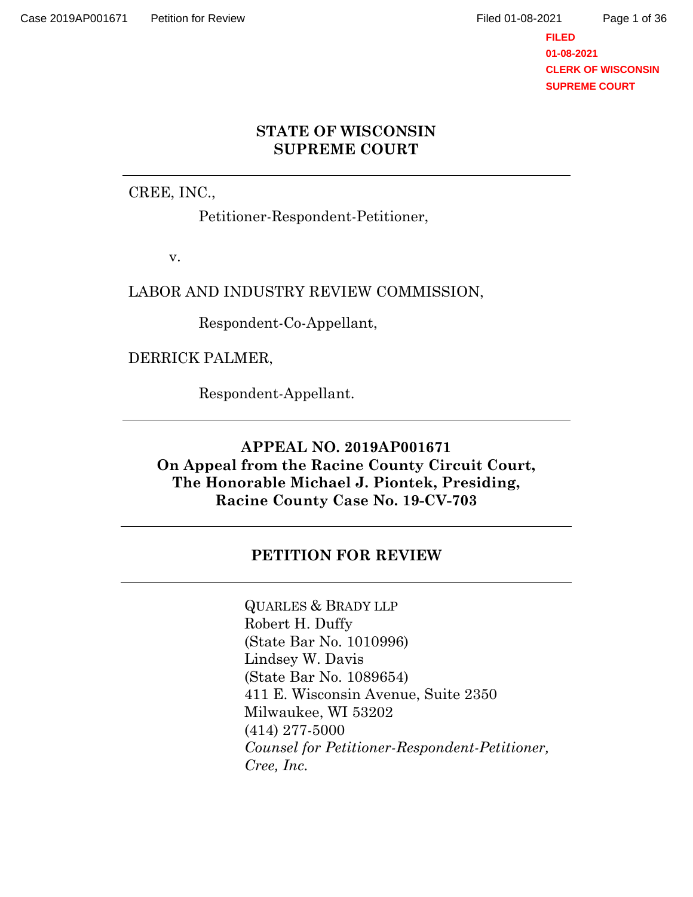FILED
01-08-2021
CLERK OF WISCONSIN
SUPREME COURT

# STATE OF WISCONSIN
# SUPREME COURT

---

CREE, INC.,

Petitioner-Respondent-Petitioner,

v.

LABOR AND INDUSTRY REVIEW COMMISSION,

Respondent-Co-Appellant,

DERRICK PALMER,

Respondent-Appellant.

---

**APPEAL NO. 2019AP001671**
**On Appeal from the Racine County Circuit Court,**
**The Honorable Michael J. Piontek, Presiding,**
**Racine County Case No. 19-CV-703**

---

## PETITION FOR REVIEW

---

QUARLES & BRADY LLP
Robert H. Duffy
(State Bar No. 1010996)
Lindsey W. Davis
(State Bar No. 1089654)
411 E. Wisconsin Avenue, Suite 2350
Milwaukee, WI 53202
(414) 277-5000
*Counsel for Petitioner-Respondent-Petitioner, Cree, Inc.*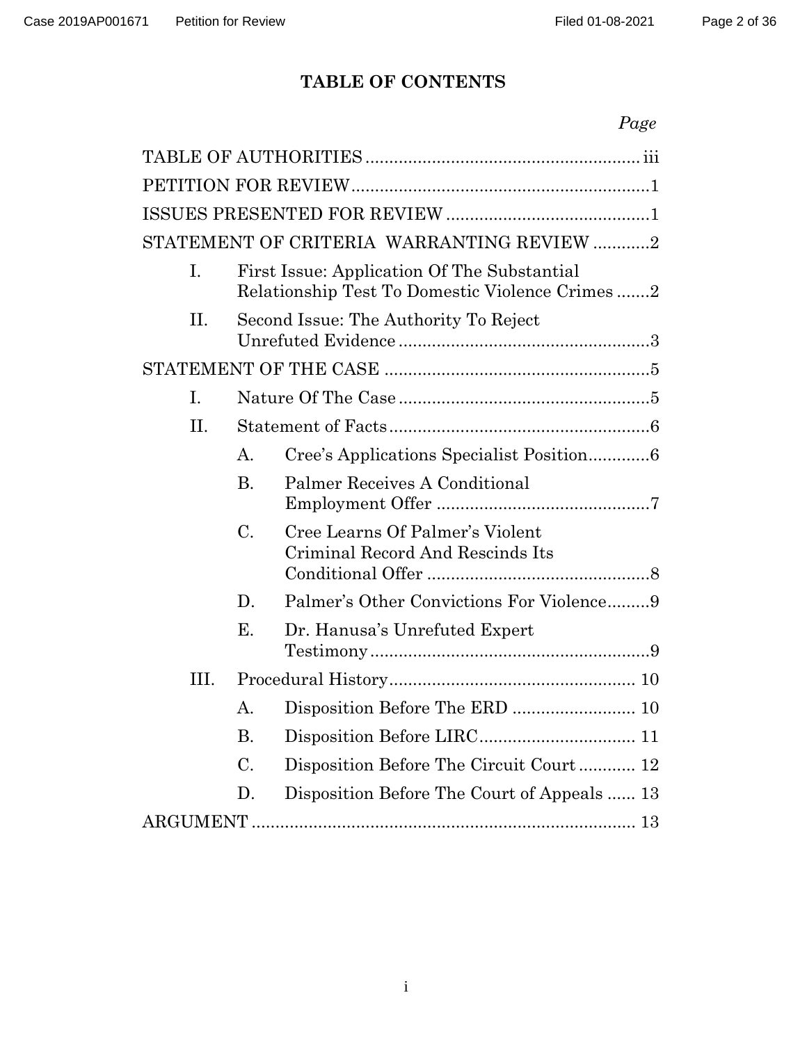# TABLE OF CONTENTS

*Page*

TABLE OF AUTHORITIES .......... iii

PETITION FOR REVIEW .......... 1

ISSUES PRESENTED FOR REVIEW .......... 1

STATEMENT OF CRITERIA WARRANTING REVIEW .......... 2

- I. First Issue: Application Of The Substantial Relationship Test To Domestic Violence Crimes .......... 2
- II. Second Issue: The Authority To Reject Unrefuted Evidence .......... 3

STATEMENT OF THE CASE .......... 5

- I. Nature Of The Case .......... 5
- II. Statement of Facts .......... 6
  - A. Cree's Applications Specialist Position .......... 6
  - B. Palmer Receives A Conditional Employment Offer .......... 7
  - C. Cree Learns Of Palmer's Violent Criminal Record And Rescinds Its Conditional Offer .......... 8
  - D. Palmer's Other Convictions For Violence .......... 9
  - E. Dr. Hanusa's Unrefuted Expert Testimony .......... 9
- III. Procedural History .......... 10
  - A. Disposition Before The ERD .......... 10
  - B. Disposition Before LIRC .......... 11
  - C. Disposition Before The Circuit Court .......... 12
  - D. Disposition Before The Court of Appeals .......... 13

ARGUMENT .......... 13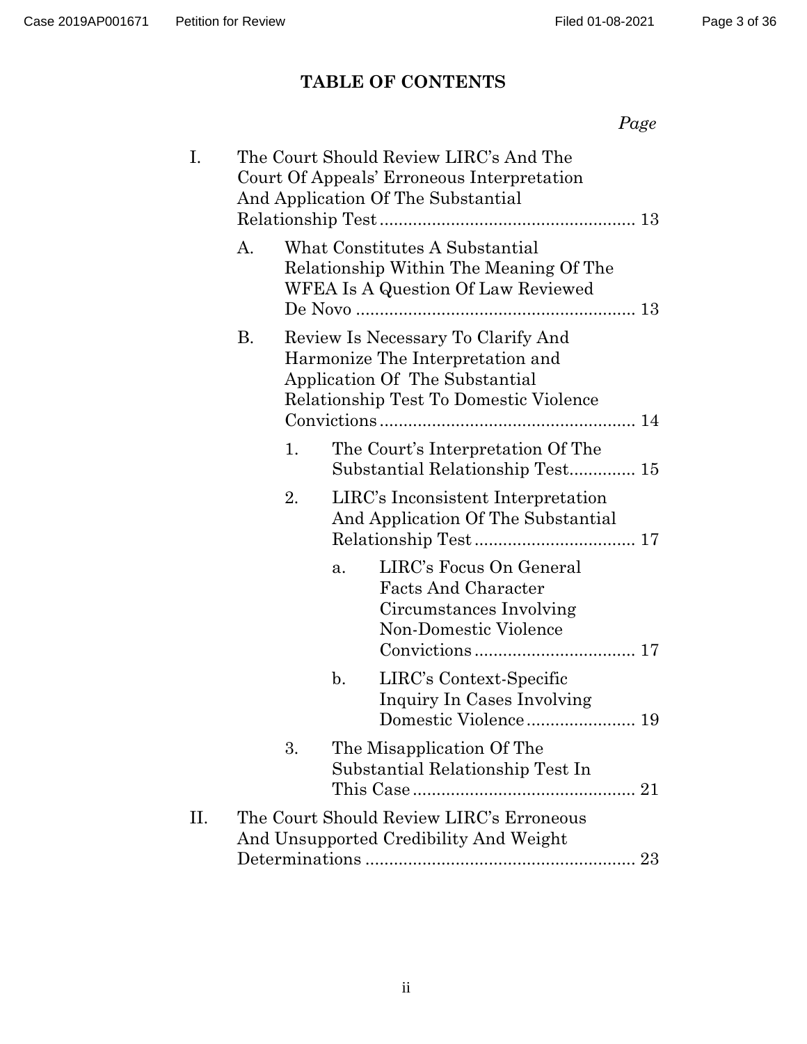# TABLE OF CONTENTS

*Page*

- I. The Court Should Review LIRC's And The Court Of Appeals' Erroneous Interpretation And Application Of The Substantial Relationship Test ..... 13
  - A. What Constitutes A Substantial Relationship Within The Meaning Of The WFEA Is A Question Of Law Reviewed De Novo ..... 13
  - B. Review Is Necessary To Clarify And Harmonize The Interpretation and Application Of The Substantial Relationship Test To Domestic Violence Convictions ..... 14
    - 1. The Court's Interpretation Of The Substantial Relationship Test ..... 15
    - 2. LIRC's Inconsistent Interpretation And Application Of The Substantial Relationship Test ..... 17
      - a. LIRC's Focus On General Facts And Character Circumstances Involving Non-Domestic Violence Convictions ..... 17
      - b. LIRC's Context-Specific Inquiry In Cases Involving Domestic Violence ..... 19
    - 3. The Misapplication Of The Substantial Relationship Test In This Case ..... 21
- II. The Court Should Review LIRC's Erroneous And Unsupported Credibility And Weight Determinations ..... 23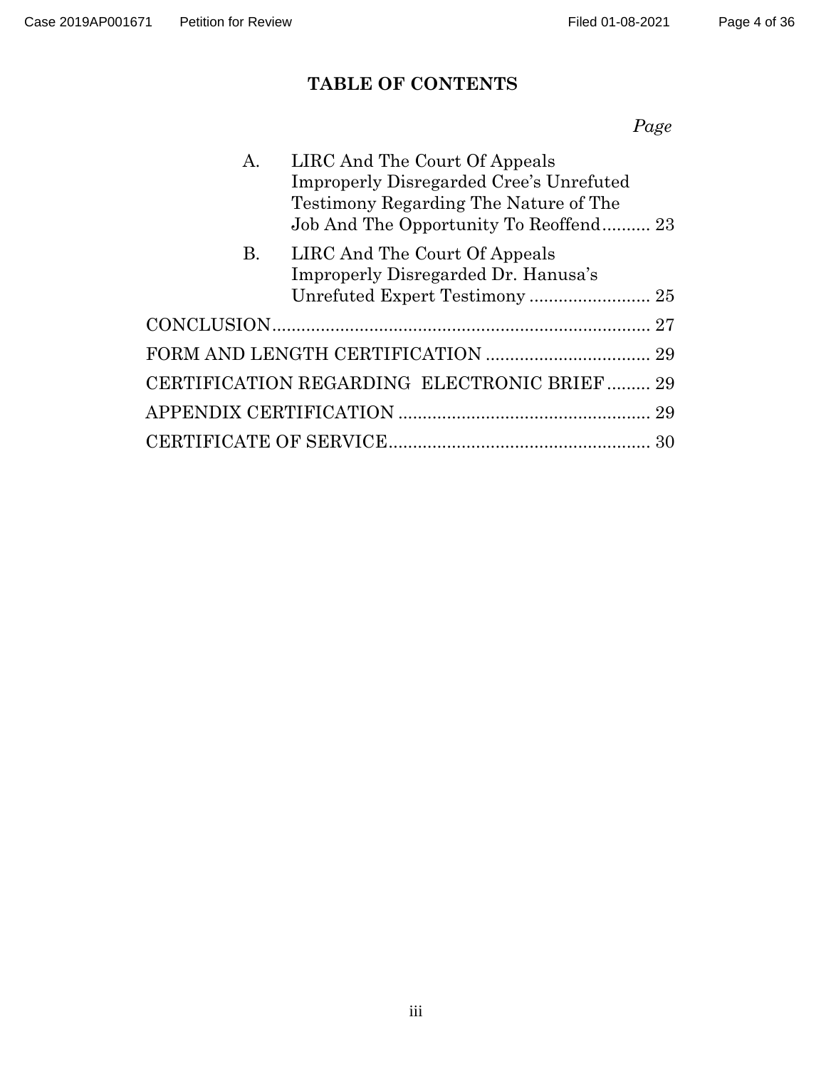## TABLE OF CONTENTS

*Page*

- A. LIRC And The Court Of Appeals Improperly Disregarded Cree's Unrefuted Testimony Regarding The Nature of The Job And The Opportunity To Reoffend.......... 23
- B. LIRC And The Court Of Appeals Improperly Disregarded Dr. Hanusa's Unrefuted Expert Testimony ......................... 25

CONCLUSION.............................................................................. 27

FORM AND LENGTH CERTIFICATION .................................. 29

CERTIFICATION REGARDING ELECTRONIC BRIEF ......... 29

APPENDIX CERTIFICATION .................................................... 29

CERTIFICATE OF SERVICE...................................................... 30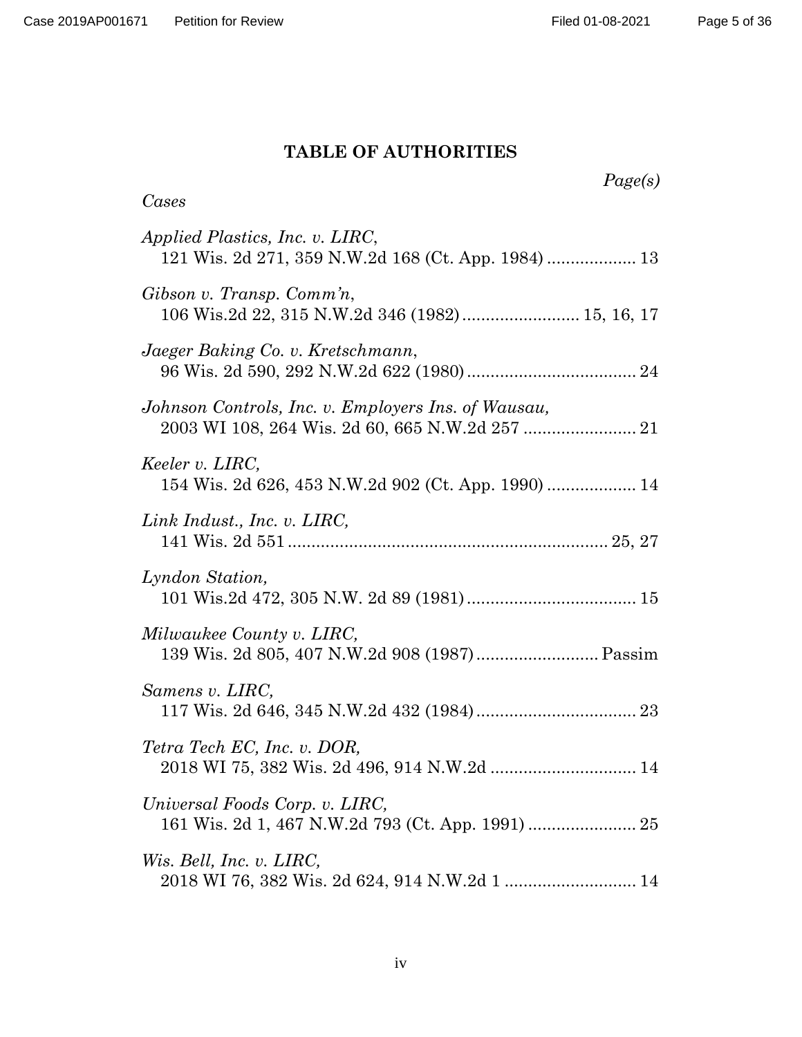## TABLE OF AUTHORITIES

*Page(s)*

*Cases*

*Applied Plastics, Inc. v. LIRC*,
121 Wis. 2d 271, 359 N.W.2d 168 (Ct. App. 1984) .................. 13

*Gibson v. Transp. Comm'n*,
106 Wis.2d 22, 315 N.W.2d 346 (1982) ......................... 15, 16, 17

*Jaeger Baking Co. v. Kretschmann*,
96 Wis. 2d 590, 292 N.W.2d 622 (1980) .................................... 24

*Johnson Controls, Inc. v. Employers Ins. of Wausau,*
2003 WI 108, 264 Wis. 2d 60, 665 N.W.2d 257 ........................ 21

*Keeler v. LIRC,*
154 Wis. 2d 626, 453 N.W.2d 902 (Ct. App. 1990) .................. 14

*Link Indust., Inc. v. LIRC,*
141 Wis. 2d 551 .................................................................... 25, 27

*Lyndon Station,*
101 Wis.2d 472, 305 N.W. 2d 89 (1981) .................................... 15

*Milwaukee County v. LIRC,*
139 Wis. 2d 805, 407 N.W.2d 908 (1987) .......................... Passim

*Samens v. LIRC,*
117 Wis. 2d 646, 345 N.W.2d 432 (1984) .................................. 23

*Tetra Tech EC, Inc. v. DOR,*
2018 WI 75, 382 Wis. 2d 496, 914 N.W.2d ............................... 14

*Universal Foods Corp. v. LIRC,*
161 Wis. 2d 1, 467 N.W.2d 793 (Ct. App. 1991) ....................... 25

*Wis. Bell, Inc. v. LIRC,*
2018 WI 76, 382 Wis. 2d 624, 914 N.W.2d 1 ............................ 14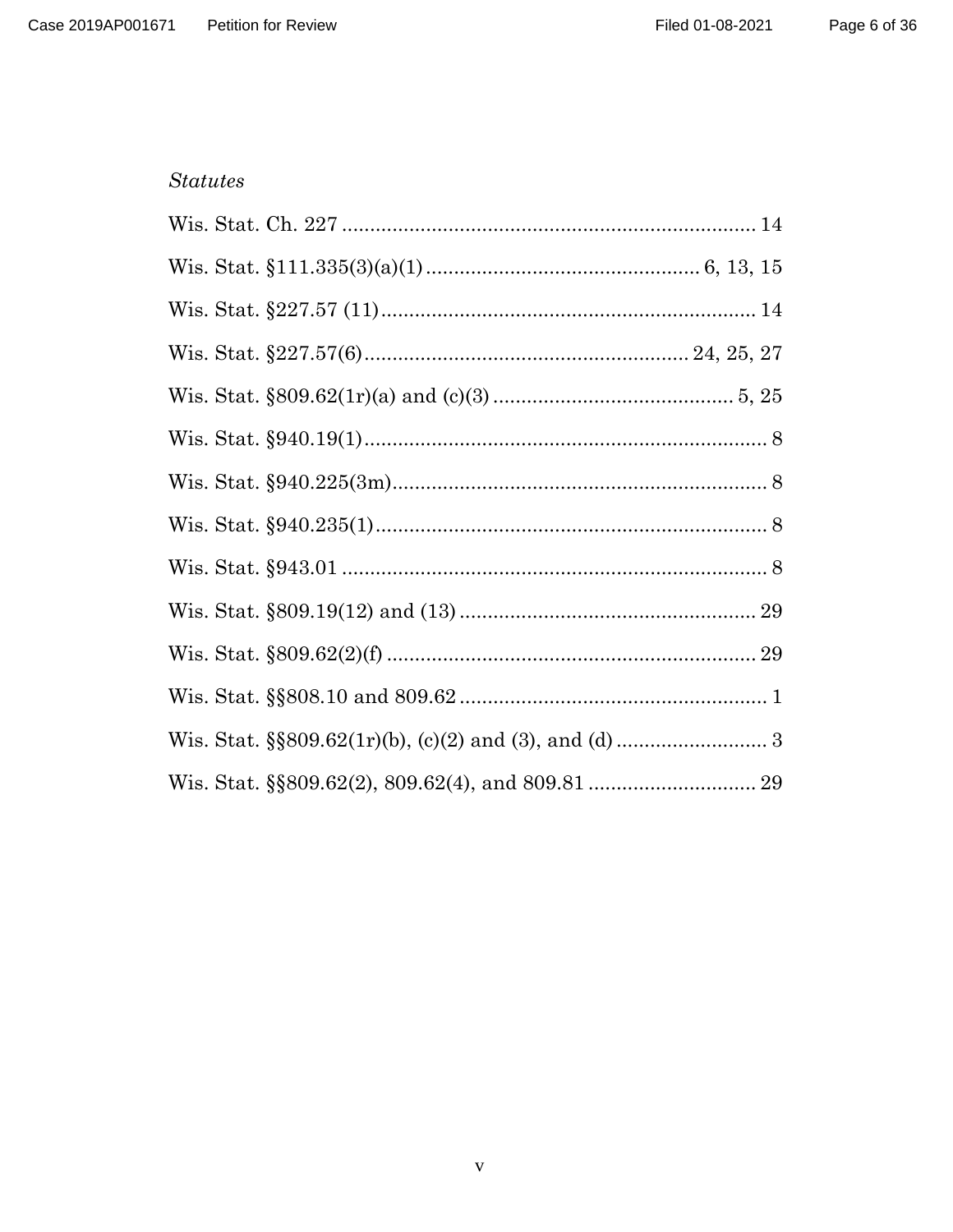*Statutes*

Wis. Stat. Ch. 227 .......................................................................... 14

Wis. Stat. §111.335(3)(a)(1) ............................................... 6, 13, 15

Wis. Stat. §227.57 (11) .................................................................. 14

Wis. Stat. §227.57(6) ........................................................ 24, 25, 27

Wis. Stat. §809.62(1r)(a) and (c)(3) ......................................... 5, 25

Wis. Stat. §940.19(1) ....................................................................... 8

Wis. Stat. §940.225(3m) ................................................................... 8

Wis. Stat. §940.235(1) ..................................................................... 8

Wis. Stat. §943.01 ........................................................................... 8

Wis. Stat. §809.19(12) and (13) .................................................... 29

Wis. Stat. §809.62(2)(f) ................................................................. 29

Wis. Stat. §§808.10 and 809.62 ...................................................... 1

Wis. Stat. §§809.62(1r)(b), (c)(2) and (3), and (d) .......................... 3

Wis. Stat. §§809.62(2), 809.62(4), and 809.81 ............................. 29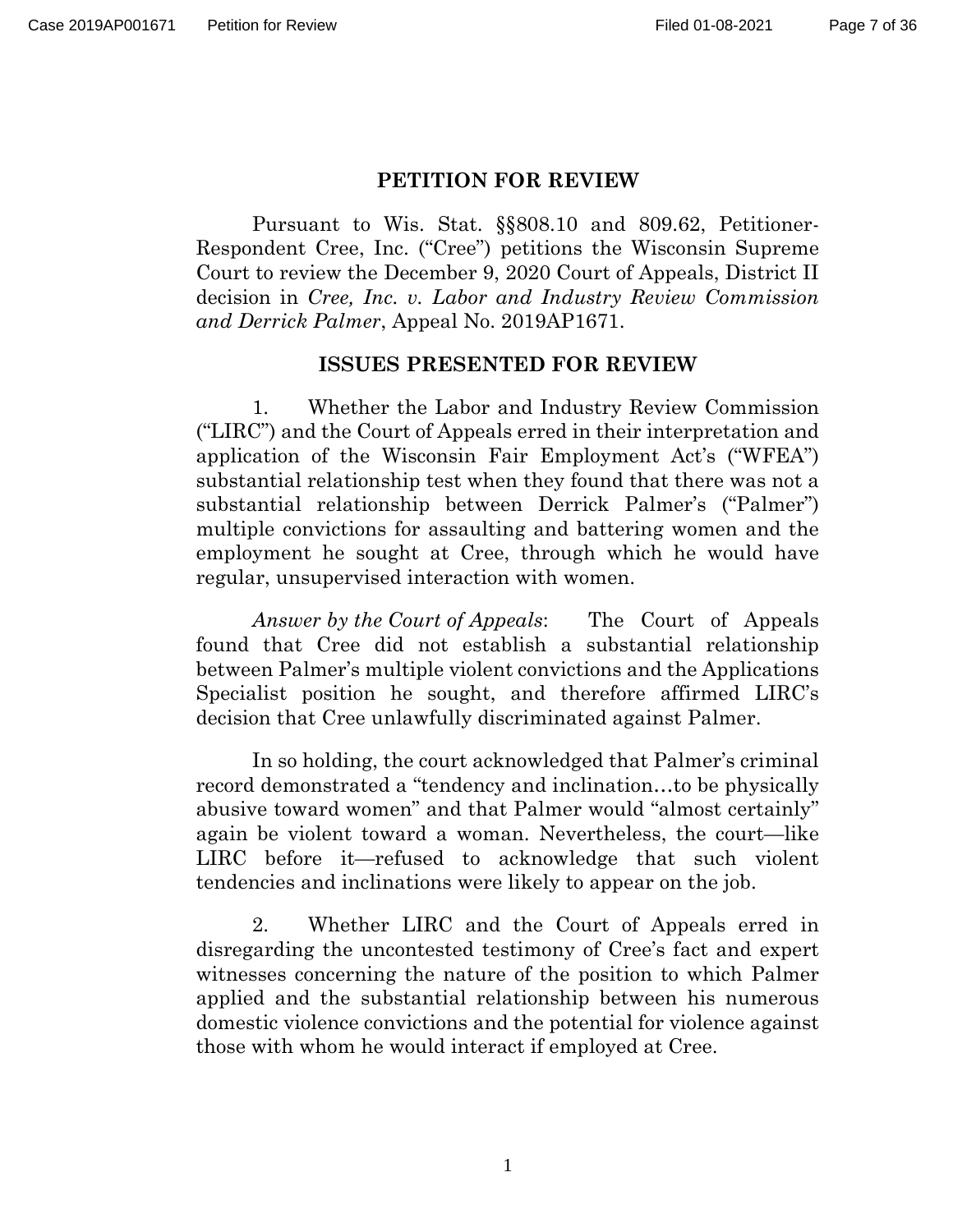## PETITION FOR REVIEW

Pursuant to Wis. Stat. §§808.10 and 809.62, Petitioner-Respondent Cree, Inc. ("Cree") petitions the Wisconsin Supreme Court to review the December 9, 2020 Court of Appeals, District II decision in *Cree, Inc. v. Labor and Industry Review Commission and Derrick Palmer*, Appeal No. 2019AP1671.

## ISSUES PRESENTED FOR REVIEW

1. Whether the Labor and Industry Review Commission ("LIRC") and the Court of Appeals erred in their interpretation and application of the Wisconsin Fair Employment Act's ("WFEA") substantial relationship test when they found that there was not a substantial relationship between Derrick Palmer's ("Palmer") multiple convictions for assaulting and battering women and the employment he sought at Cree, through which he would have regular, unsupervised interaction with women.

*Answer by the Court of Appeals*: The Court of Appeals found that Cree did not establish a substantial relationship between Palmer's multiple violent convictions and the Applications Specialist position he sought, and therefore affirmed LIRC's decision that Cree unlawfully discriminated against Palmer.

In so holding, the court acknowledged that Palmer's criminal record demonstrated a "tendency and inclination…to be physically abusive toward women" and that Palmer would "almost certainly" again be violent toward a woman. Nevertheless, the court—like LIRC before it—refused to acknowledge that such violent tendencies and inclinations were likely to appear on the job.

2. Whether LIRC and the Court of Appeals erred in disregarding the uncontested testimony of Cree's fact and expert witnesses concerning the nature of the position to which Palmer applied and the substantial relationship between his numerous domestic violence convictions and the potential for violence against those with whom he would interact if employed at Cree.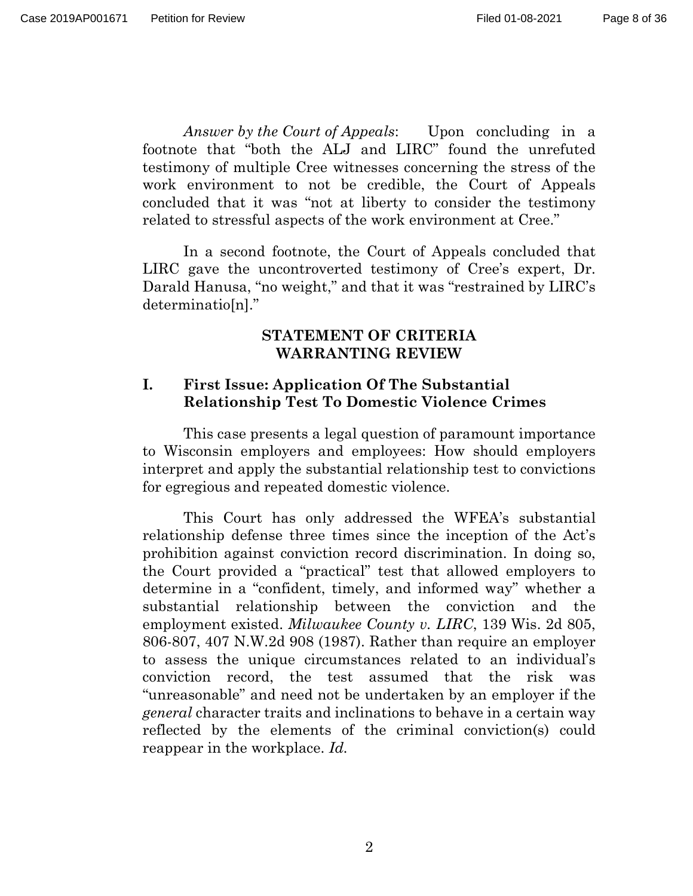*Answer by the Court of Appeals*: Upon concluding in a footnote that "both the ALJ and LIRC" found the unrefuted testimony of multiple Cree witnesses concerning the stress of the work environment to not be credible, the Court of Appeals concluded that it was "not at liberty to consider the testimony related to stressful aspects of the work environment at Cree."

In a second footnote, the Court of Appeals concluded that LIRC gave the uncontroverted testimony of Cree's expert, Dr. Darald Hanusa, "no weight," and that it was "restrained by LIRC's determinatio[n]."

## STATEMENT OF CRITERIA WARRANTING REVIEW

### I. First Issue: Application Of The Substantial Relationship Test To Domestic Violence Crimes

This case presents a legal question of paramount importance to Wisconsin employers and employees: How should employers interpret and apply the substantial relationship test to convictions for egregious and repeated domestic violence.

This Court has only addressed the WFEA's substantial relationship defense three times since the inception of the Act's prohibition against conviction record discrimination. In doing so, the Court provided a "practical" test that allowed employers to determine in a "confident, timely, and informed way" whether a substantial relationship between the conviction and the employment existed. *Milwaukee County v. LIRC*, 139 Wis. 2d 805, 806-807, 407 N.W.2d 908 (1987). Rather than require an employer to assess the unique circumstances related to an individual's conviction record, the test assumed that the risk was "unreasonable" and need not be undertaken by an employer if the *general* character traits and inclinations to behave in a certain way reflected by the elements of the criminal conviction(s) could reappear in the workplace. *Id.*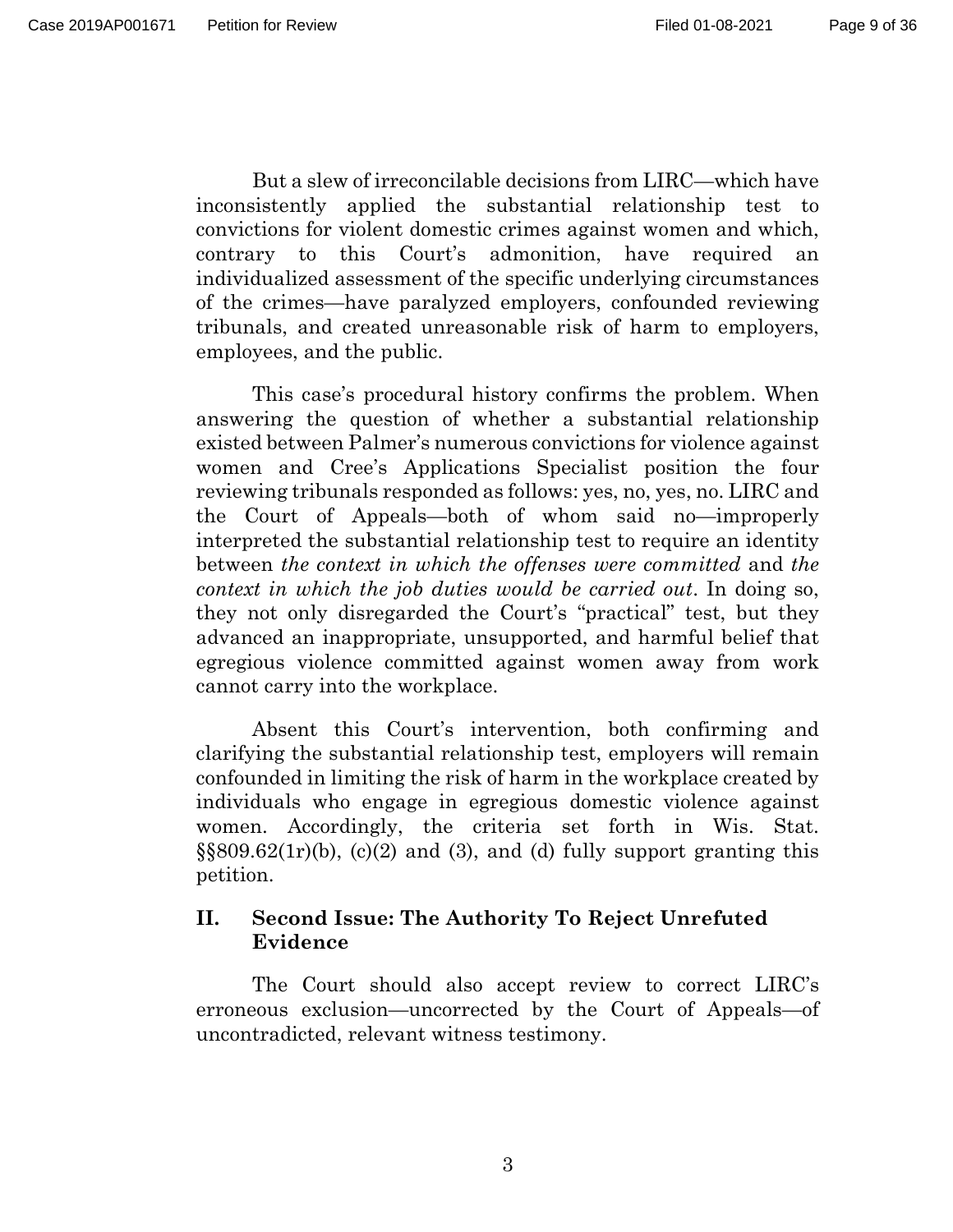But a slew of irreconcilable decisions from LIRC—which have inconsistently applied the substantial relationship test to convictions for violent domestic crimes against women and which, contrary to this Court's admonition, have required an individualized assessment of the specific underlying circumstances of the crimes—have paralyzed employers, confounded reviewing tribunals, and created unreasonable risk of harm to employers, employees, and the public.

This case's procedural history confirms the problem. When answering the question of whether a substantial relationship existed between Palmer's numerous convictions for violence against women and Cree's Applications Specialist position the four reviewing tribunals responded as follows: yes, no, yes, no. LIRC and the Court of Appeals—both of whom said no—improperly interpreted the substantial relationship test to require an identity between *the context in which the offenses were committed* and *the context in which the job duties would be carried out*. In doing so, they not only disregarded the Court's "practical" test, but they advanced an inappropriate, unsupported, and harmful belief that egregious violence committed against women away from work cannot carry into the workplace.

Absent this Court's intervention, both confirming and clarifying the substantial relationship test, employers will remain confounded in limiting the risk of harm in the workplace created by individuals who engage in egregious domestic violence against women. Accordingly, the criteria set forth in Wis. Stat. §§809.62(1r)(b), (c)(2) and (3), and (d) fully support granting this petition.

## II. Second Issue: The Authority To Reject Unrefuted Evidence

The Court should also accept review to correct LIRC's erroneous exclusion—uncorrected by the Court of Appeals—of uncontradicted, relevant witness testimony.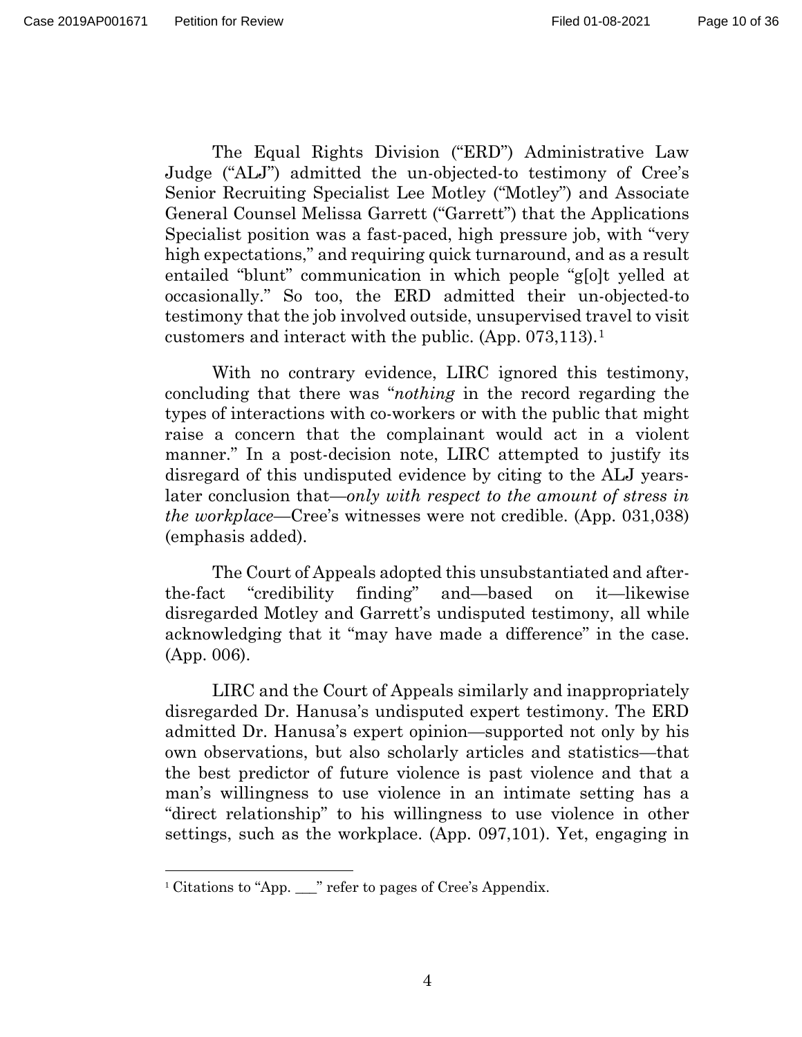The Equal Rights Division ("ERD") Administrative Law Judge ("ALJ") admitted the un-objected-to testimony of Cree's Senior Recruiting Specialist Lee Motley ("Motley") and Associate General Counsel Melissa Garrett ("Garrett") that the Applications Specialist position was a fast-paced, high pressure job, with "very high expectations," and requiring quick turnaround, and as a result entailed "blunt" communication in which people "g[o]t yelled at occasionally." So too, the ERD admitted their un-objected-to testimony that the job involved outside, unsupervised travel to visit customers and interact with the public. (App. 073,113).[1]

With no contrary evidence, LIRC ignored this testimony, concluding that there was "*nothing* in the record regarding the types of interactions with co-workers or with the public that might raise a concern that the complainant would act in a violent manner." In a post-decision note, LIRC attempted to justify its disregard of this undisputed evidence by citing to the ALJ years-later conclusion that—*only with respect to the amount of stress in the workplace*—Cree's witnesses were not credible. (App. 031,038) (emphasis added).

The Court of Appeals adopted this unsubstantiated and after-the-fact "credibility finding" and—based on it—likewise disregarded Motley and Garrett's undisputed testimony, all while acknowledging that it "may have made a difference" in the case. (App. 006).

LIRC and the Court of Appeals similarly and inappropriately disregarded Dr. Hanusa's undisputed expert testimony. The ERD admitted Dr. Hanusa's expert opinion—supported not only by his own observations, but also scholarly articles and statistics—that the best predictor of future violence is past violence and that a man's willingness to use violence in an intimate setting has a "direct relationship" to his willingness to use violence in other settings, such as the workplace. (App. 097,101). Yet, engaging in

---

[1] Citations to "App. ___" refer to pages of Cree's Appendix.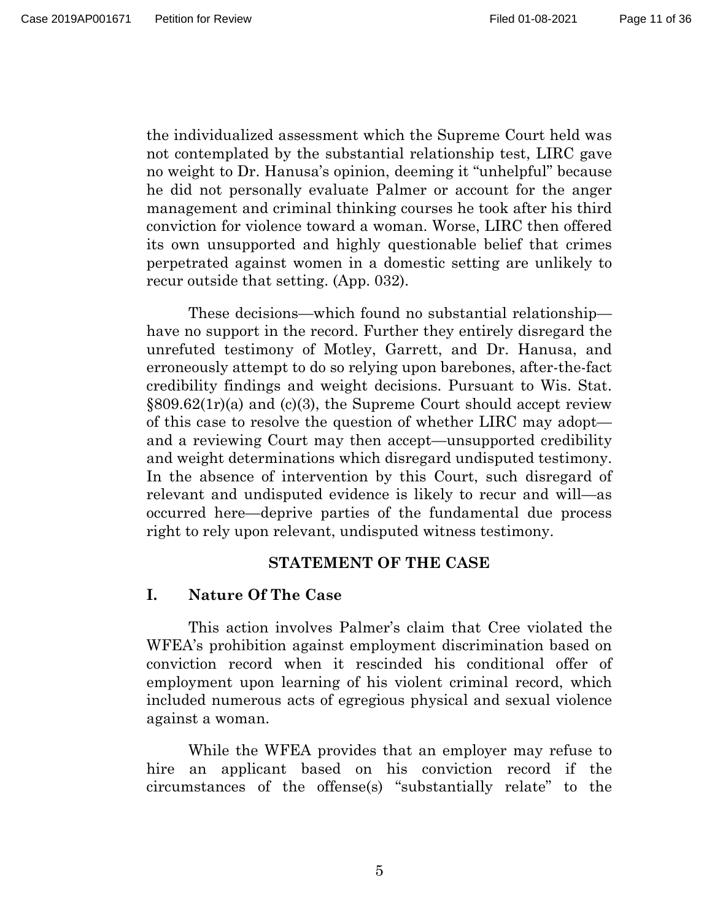the individualized assessment which the Supreme Court held was not contemplated by the substantial relationship test, LIRC gave no weight to Dr. Hanusa's opinion, deeming it "unhelpful" because he did not personally evaluate Palmer or account for the anger management and criminal thinking courses he took after his third conviction for violence toward a woman. Worse, LIRC then offered its own unsupported and highly questionable belief that crimes perpetrated against women in a domestic setting are unlikely to recur outside that setting. (App. 032).

These decisions—which found no substantial relationship—have no support in the record. Further they entirely disregard the unrefuted testimony of Motley, Garrett, and Dr. Hanusa, and erroneously attempt to do so relying upon barebones, after-the-fact credibility findings and weight decisions. Pursuant to Wis. Stat. §809.62(1r)(a) and (c)(3), the Supreme Court should accept review of this case to resolve the question of whether LIRC may adopt—and a reviewing Court may then accept—unsupported credibility and weight determinations which disregard undisputed testimony. In the absence of intervention by this Court, such disregard of relevant and undisputed evidence is likely to recur and will—as occurred here—deprive parties of the fundamental due process right to rely upon relevant, undisputed witness testimony.

## STATEMENT OF THE CASE

### I. Nature Of The Case

This action involves Palmer's claim that Cree violated the WFEA's prohibition against employment discrimination based on conviction record when it rescinded his conditional offer of employment upon learning of his violent criminal record, which included numerous acts of egregious physical and sexual violence against a woman.

While the WFEA provides that an employer may refuse to hire an applicant based on his conviction record if the circumstances of the offense(s) "substantially relate" to the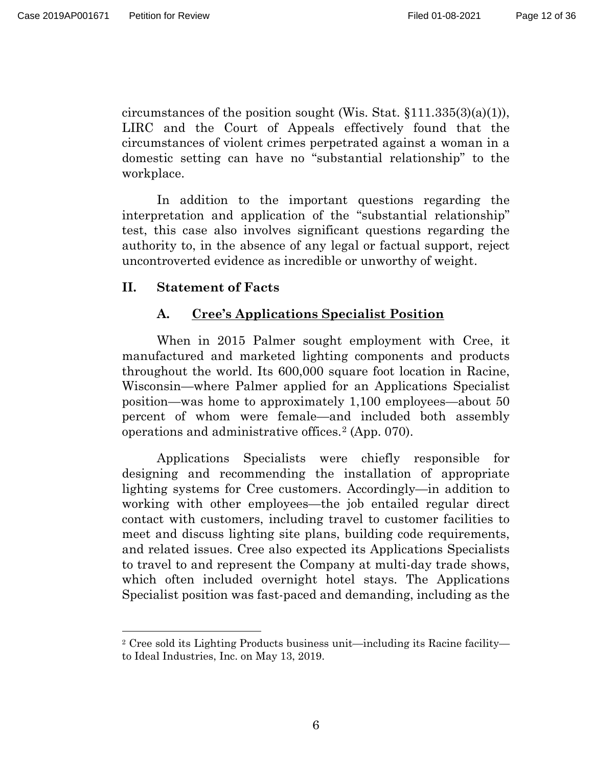circumstances of the position sought (Wis. Stat. §111.335(3)(a)(1)), LIRC and the Court of Appeals effectively found that the circumstances of violent crimes perpetrated against a woman in a domestic setting can have no "substantial relationship" to the workplace.

In addition to the important questions regarding the interpretation and application of the "substantial relationship" test, this case also involves significant questions regarding the authority to, in the absence of any legal or factual support, reject uncontroverted evidence as incredible or unworthy of weight.

## II. Statement of Facts

### A. Cree's Applications Specialist Position

When in 2015 Palmer sought employment with Cree, it manufactured and marketed lighting components and products throughout the world. Its 600,000 square foot location in Racine, Wisconsin—where Palmer applied for an Applications Specialist position—was home to approximately 1,100 employees—about 50 percent of whom were female—and included both assembly operations and administrative offices.[2] (App. 070).

Applications Specialists were chiefly responsible for designing and recommending the installation of appropriate lighting systems for Cree customers. Accordingly—in addition to working with other employees—the job entailed regular direct contact with customers, including travel to customer facilities to meet and discuss lighting site plans, building code requirements, and related issues. Cree also expected its Applications Specialists to travel to and represent the Company at multi-day trade shows, which often included overnight hotel stays. The Applications Specialist position was fast-paced and demanding, including as the

---

[2] Cree sold its Lighting Products business unit—including its Racine facility—to Ideal Industries, Inc. on May 13, 2019.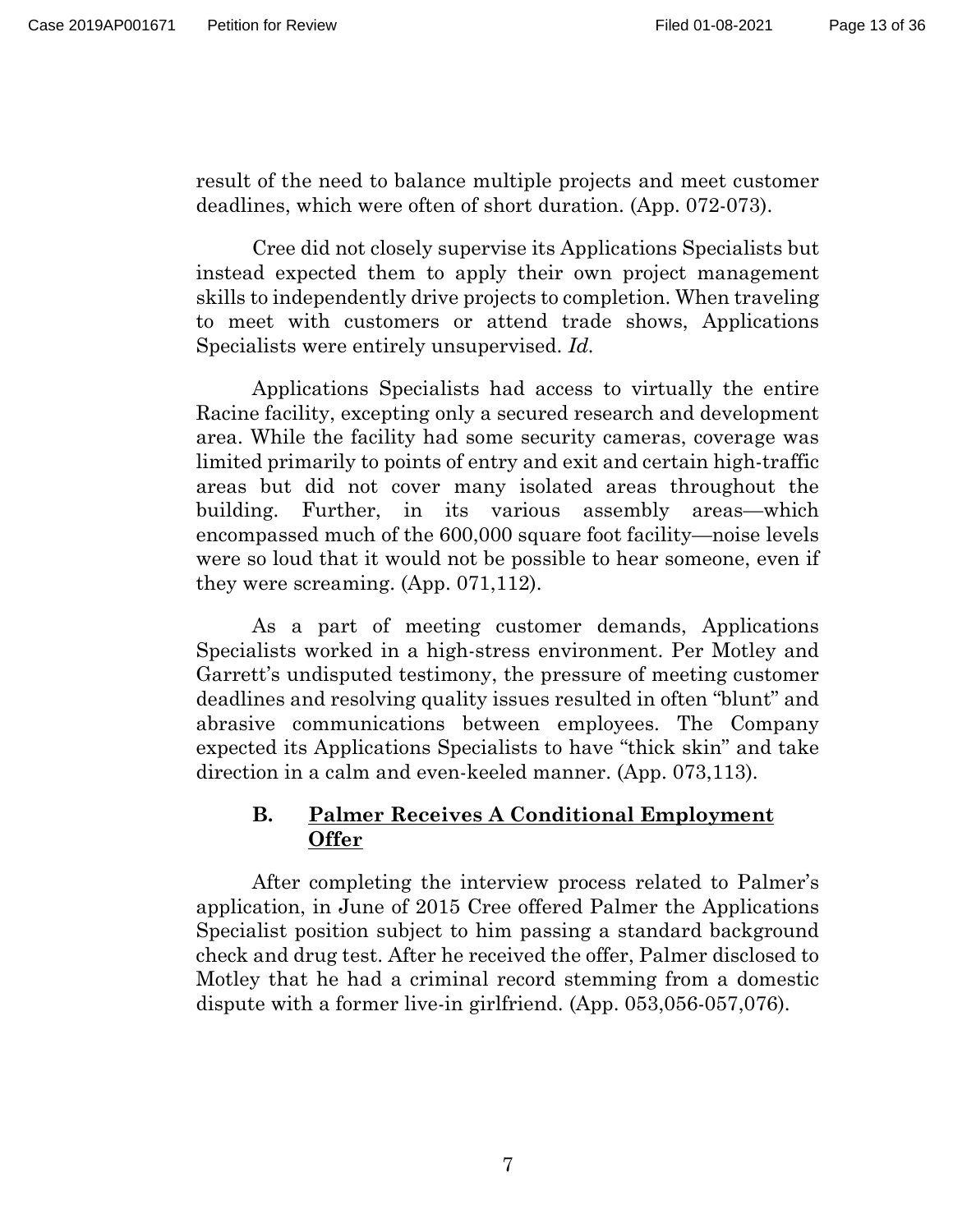result of the need to balance multiple projects and meet customer deadlines, which were often of short duration. (App. 072-073).

Cree did not closely supervise its Applications Specialists but instead expected them to apply their own project management skills to independently drive projects to completion. When traveling to meet with customers or attend trade shows, Applications Specialists were entirely unsupervised. *Id.*

Applications Specialists had access to virtually the entire Racine facility, excepting only a secured research and development area. While the facility had some security cameras, coverage was limited primarily to points of entry and exit and certain high-traffic areas but did not cover many isolated areas throughout the building. Further, in its various assembly areas—which encompassed much of the 600,000 square foot facility—noise levels were so loud that it would not be possible to hear someone, even if they were screaming. (App. 071,112).

As a part of meeting customer demands, Applications Specialists worked in a high-stress environment. Per Motley and Garrett's undisputed testimony, the pressure of meeting customer deadlines and resolving quality issues resulted in often "blunt" and abrasive communications between employees. The Company expected its Applications Specialists to have "thick skin" and take direction in a calm and even-keeled manner. (App. 073,113).

### B. <u>Palmer Receives A Conditional Employment Offer</u>

After completing the interview process related to Palmer's application, in June of 2015 Cree offered Palmer the Applications Specialist position subject to him passing a standard background check and drug test. After he received the offer, Palmer disclosed to Motley that he had a criminal record stemming from a domestic dispute with a former live-in girlfriend. (App. 053,056-057,076).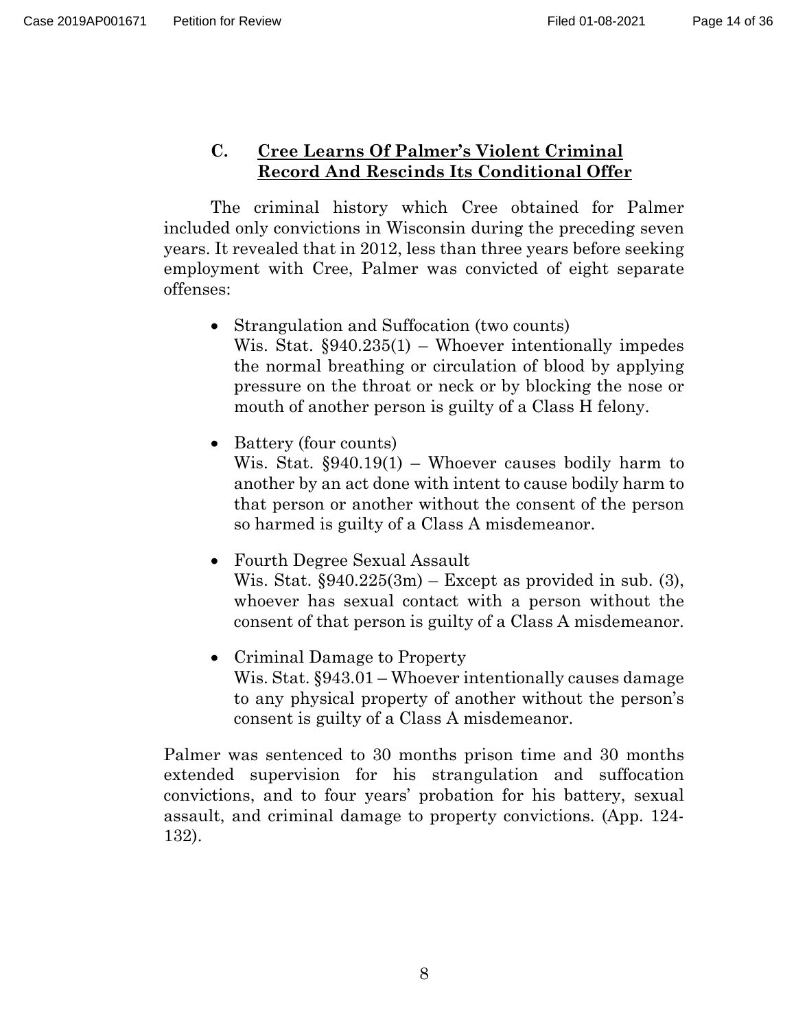### C. Cree Learns Of Palmer's Violent Criminal Record And Rescinds Its Conditional Offer

The criminal history which Cree obtained for Palmer included only convictions in Wisconsin during the preceding seven years. It revealed that in 2012, less than three years before seeking employment with Cree, Palmer was convicted of eight separate offenses:

- Strangulation and Suffocation (two counts)
  Wis. Stat. §940.235(1) – Whoever intentionally impedes the normal breathing or circulation of blood by applying pressure on the throat or neck or by blocking the nose or mouth of another person is guilty of a Class H felony.

- Battery (four counts)
  Wis. Stat. §940.19(1) – Whoever causes bodily harm to another by an act done with intent to cause bodily harm to that person or another without the consent of the person so harmed is guilty of a Class A misdemeanor.

- Fourth Degree Sexual Assault
  Wis. Stat. §940.225(3m) – Except as provided in sub. (3), whoever has sexual contact with a person without the consent of that person is guilty of a Class A misdemeanor.

- Criminal Damage to Property
  Wis. Stat. §943.01 – Whoever intentionally causes damage to any physical property of another without the person's consent is guilty of a Class A misdemeanor.

Palmer was sentenced to 30 months prison time and 30 months extended supervision for his strangulation and suffocation convictions, and to four years' probation for his battery, sexual assault, and criminal damage to property convictions. (App. 124-132).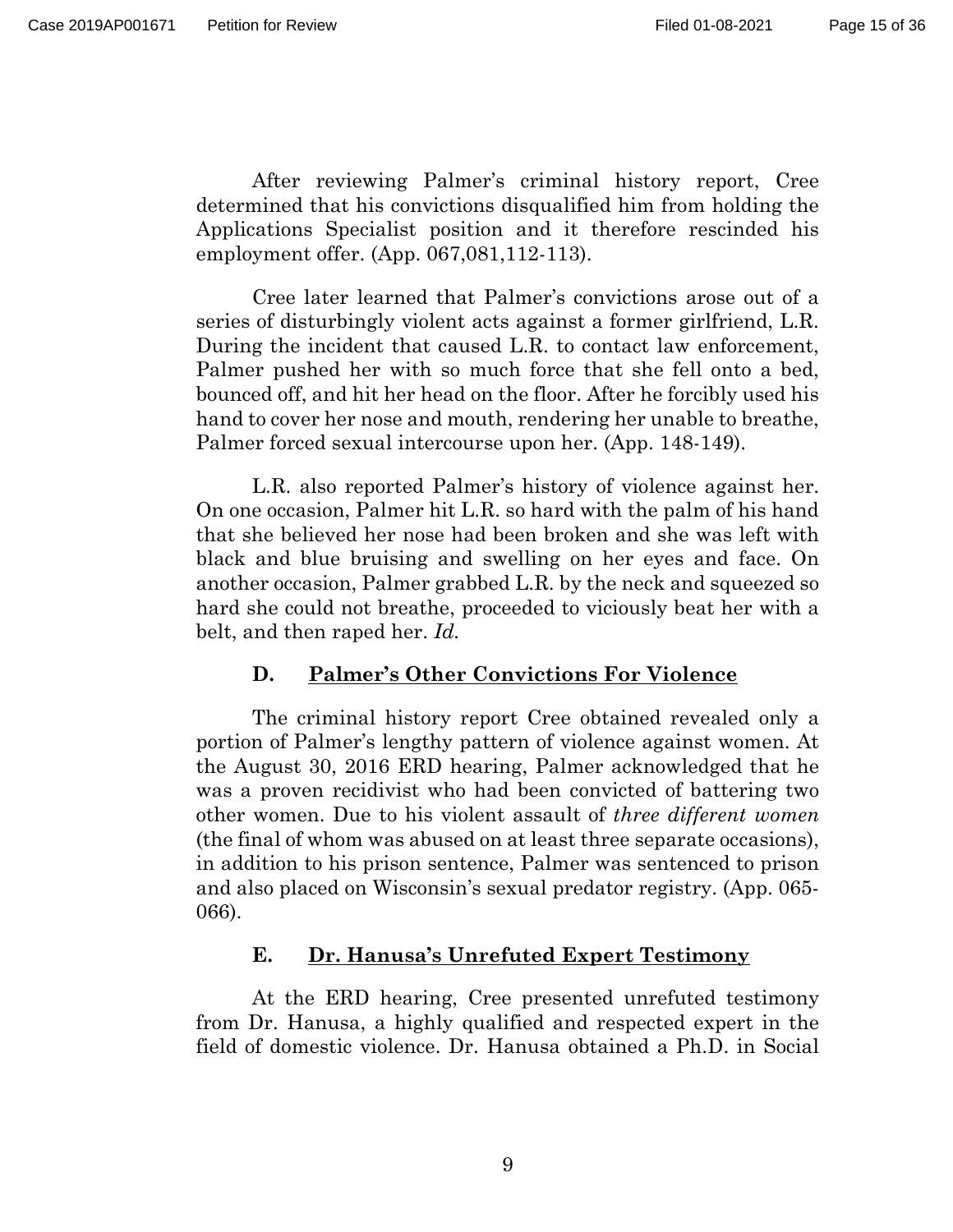After reviewing Palmer's criminal history report, Cree determined that his convictions disqualified him from holding the Applications Specialist position and it therefore rescinded his employment offer. (App. 067,081,112-113).

Cree later learned that Palmer's convictions arose out of a series of disturbingly violent acts against a former girlfriend, L.R. During the incident that caused L.R. to contact law enforcement, Palmer pushed her with so much force that she fell onto a bed, bounced off, and hit her head on the floor. After he forcibly used his hand to cover her nose and mouth, rendering her unable to breathe, Palmer forced sexual intercourse upon her. (App. 148-149).

L.R. also reported Palmer's history of violence against her. On one occasion, Palmer hit L.R. so hard with the palm of his hand that she believed her nose had been broken and she was left with black and blue bruising and swelling on her eyes and face. On another occasion, Palmer grabbed L.R. by the neck and squeezed so hard she could not breathe, proceeded to viciously beat her with a belt, and then raped her. *Id.*

### D. <u>Palmer's Other Convictions For Violence</u>

The criminal history report Cree obtained revealed only a portion of Palmer's lengthy pattern of violence against women. At the August 30, 2016 ERD hearing, Palmer acknowledged that he was a proven recidivist who had been convicted of battering two other women. Due to his violent assault of *three different women* (the final of whom was abused on at least three separate occasions), in addition to his prison sentence, Palmer was sentenced to prison and also placed on Wisconsin's sexual predator registry. (App. 065-066).

### E. <u>Dr. Hanusa's Unrefuted Expert Testimony</u>

At the ERD hearing, Cree presented unrefuted testimony from Dr. Hanusa, a highly qualified and respected expert in the field of domestic violence. Dr. Hanusa obtained a Ph.D. in Social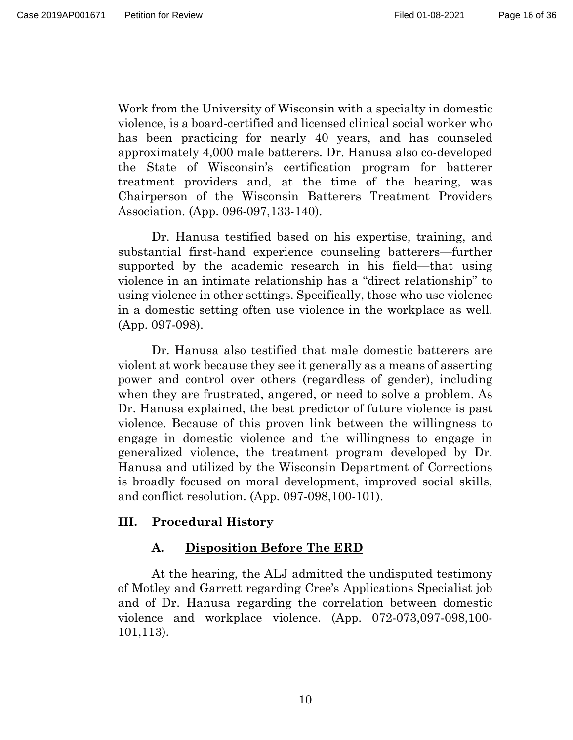Work from the University of Wisconsin with a specialty in domestic violence, is a board-certified and licensed clinical social worker who has been practicing for nearly 40 years, and has counseled approximately 4,000 male batterers. Dr. Hanusa also co-developed the State of Wisconsin's certification program for batterer treatment providers and, at the time of the hearing, was Chairperson of the Wisconsin Batterers Treatment Providers Association. (App. 096-097,133-140).

Dr. Hanusa testified based on his expertise, training, and substantial first-hand experience counseling batterers—further supported by the academic research in his field—that using violence in an intimate relationship has a "direct relationship" to using violence in other settings. Specifically, those who use violence in a domestic setting often use violence in the workplace as well. (App. 097-098).

Dr. Hanusa also testified that male domestic batterers are violent at work because they see it generally as a means of asserting power and control over others (regardless of gender), including when they are frustrated, angered, or need to solve a problem. As Dr. Hanusa explained, the best predictor of future violence is past violence. Because of this proven link between the willingness to engage in domestic violence and the willingness to engage in generalized violence, the treatment program developed by Dr. Hanusa and utilized by the Wisconsin Department of Corrections is broadly focused on moral development, improved social skills, and conflict resolution. (App. 097-098,100-101).

## III. Procedural History

### A. Disposition Before The ERD

At the hearing, the ALJ admitted the undisputed testimony of Motley and Garrett regarding Cree's Applications Specialist job and of Dr. Hanusa regarding the correlation between domestic violence and workplace violence. (App. 072-073,097-098,100-101,113).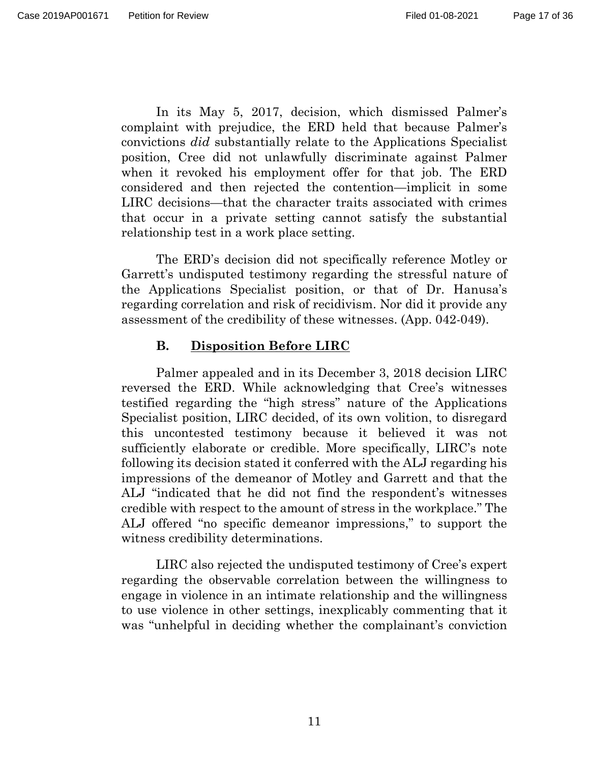In its May 5, 2017, decision, which dismissed Palmer's complaint with prejudice, the ERD held that because Palmer's convictions *did* substantially relate to the Applications Specialist position, Cree did not unlawfully discriminate against Palmer when it revoked his employment offer for that job. The ERD considered and then rejected the contention—implicit in some LIRC decisions—that the character traits associated with crimes that occur in a private setting cannot satisfy the substantial relationship test in a work place setting.

The ERD's decision did not specifically reference Motley or Garrett's undisputed testimony regarding the stressful nature of the Applications Specialist position, or that of Dr. Hanusa's regarding correlation and risk of recidivism. Nor did it provide any assessment of the credibility of these witnesses. (App. 042-049).

### B. Disposition Before LIRC

Palmer appealed and in its December 3, 2018 decision LIRC reversed the ERD. While acknowledging that Cree's witnesses testified regarding the "high stress" nature of the Applications Specialist position, LIRC decided, of its own volition, to disregard this uncontested testimony because it believed it was not sufficiently elaborate or credible. More specifically, LIRC's note following its decision stated it conferred with the ALJ regarding his impressions of the demeanor of Motley and Garrett and that the ALJ "indicated that he did not find the respondent's witnesses credible with respect to the amount of stress in the workplace." The ALJ offered "no specific demeanor impressions," to support the witness credibility determinations.

LIRC also rejected the undisputed testimony of Cree's expert regarding the observable correlation between the willingness to engage in violence in an intimate relationship and the willingness to use violence in other settings, inexplicably commenting that it was "unhelpful in deciding whether the complainant's conviction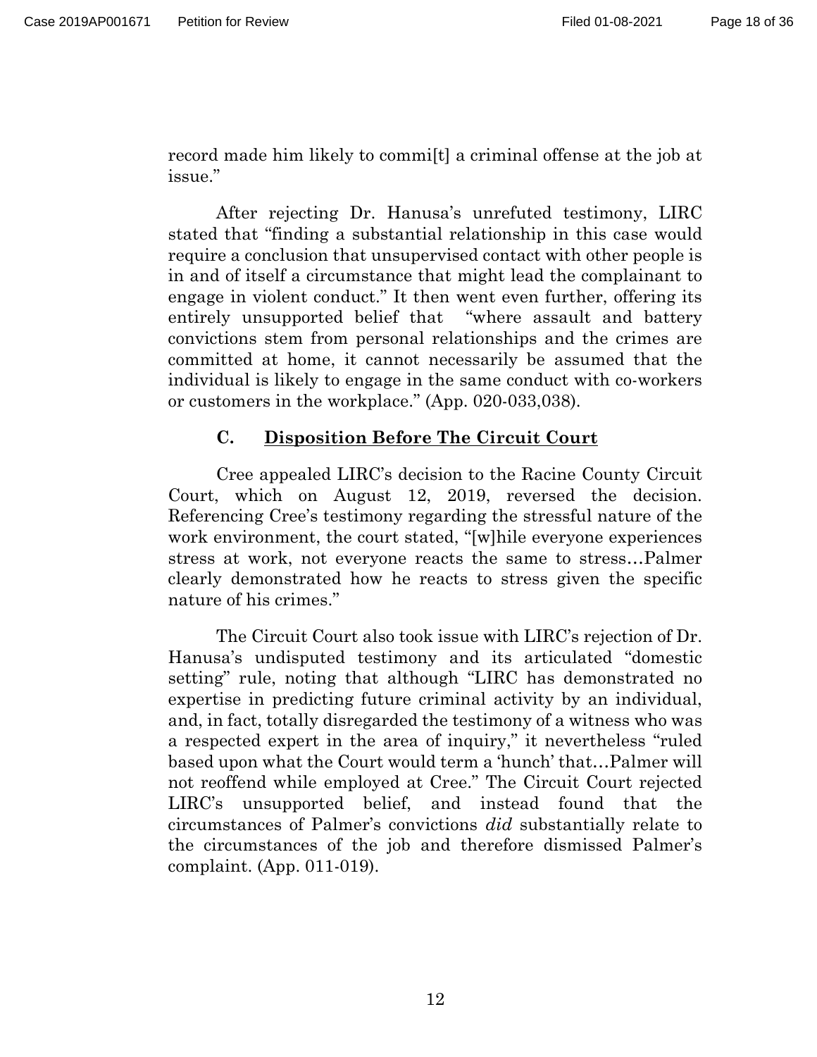record made him likely to commi[t] a criminal offense at the job at issue."

After rejecting Dr. Hanusa's unrefuted testimony, LIRC stated that "finding a substantial relationship in this case would require a conclusion that unsupervised contact with other people is in and of itself a circumstance that might lead the complainant to engage in violent conduct." It then went even further, offering its entirely unsupported belief that "where assault and battery convictions stem from personal relationships and the crimes are committed at home, it cannot necessarily be assumed that the individual is likely to engage in the same conduct with co-workers or customers in the workplace." (App. 020-033,038).

### C. Disposition Before The Circuit Court

Cree appealed LIRC's decision to the Racine County Circuit Court, which on August 12, 2019, reversed the decision. Referencing Cree's testimony regarding the stressful nature of the work environment, the court stated, "[w]hile everyone experiences stress at work, not everyone reacts the same to stress…Palmer clearly demonstrated how he reacts to stress given the specific nature of his crimes."

The Circuit Court also took issue with LIRC's rejection of Dr. Hanusa's undisputed testimony and its articulated "domestic setting" rule, noting that although "LIRC has demonstrated no expertise in predicting future criminal activity by an individual, and, in fact, totally disregarded the testimony of a witness who was a respected expert in the area of inquiry," it nevertheless "ruled based upon what the Court would term a 'hunch' that…Palmer will not reoffend while employed at Cree." The Circuit Court rejected LIRC's unsupported belief, and instead found that the circumstances of Palmer's convictions *did* substantially relate to the circumstances of the job and therefore dismissed Palmer's complaint. (App. 011-019).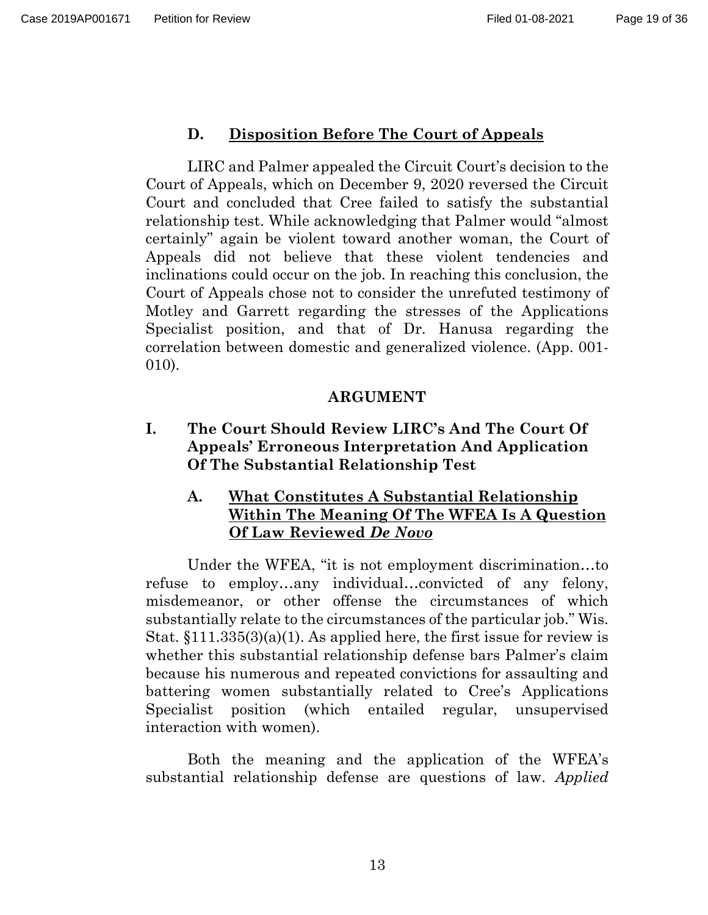### D. <u>Disposition Before The Court of Appeals</u>

LIRC and Palmer appealed the Circuit Court's decision to the Court of Appeals, which on December 9, 2020 reversed the Circuit Court and concluded that Cree failed to satisfy the substantial relationship test. While acknowledging that Palmer would "almost certainly" again be violent toward another woman, the Court of Appeals did not believe that these violent tendencies and inclinations could occur on the job. In reaching this conclusion, the Court of Appeals chose not to consider the unrefuted testimony of Motley and Garrett regarding the stresses of the Applications Specialist position, and that of Dr. Hanusa regarding the correlation between domestic and generalized violence. (App. 001-010).

## ARGUMENT

### I. The Court Should Review LIRC's And The Court Of Appeals' Erroneous Interpretation And Application Of The Substantial Relationship Test

#### A. <u>What Constitutes A Substantial Relationship Within The Meaning Of The WFEA Is A Question Of Law Reviewed *De Novo*</u>

Under the WFEA, "it is not employment discrimination…to refuse to employ…any individual…convicted of any felony, misdemeanor, or other offense the circumstances of which substantially relate to the circumstances of the particular job." Wis. Stat. §111.335(3)(a)(1). As applied here, the first issue for review is whether this substantial relationship defense bars Palmer's claim because his numerous and repeated convictions for assaulting and battering women substantially related to Cree's Applications Specialist position (which entailed regular, unsupervised interaction with women).

Both the meaning and the application of the WFEA's substantial relationship defense are questions of law. *Applied*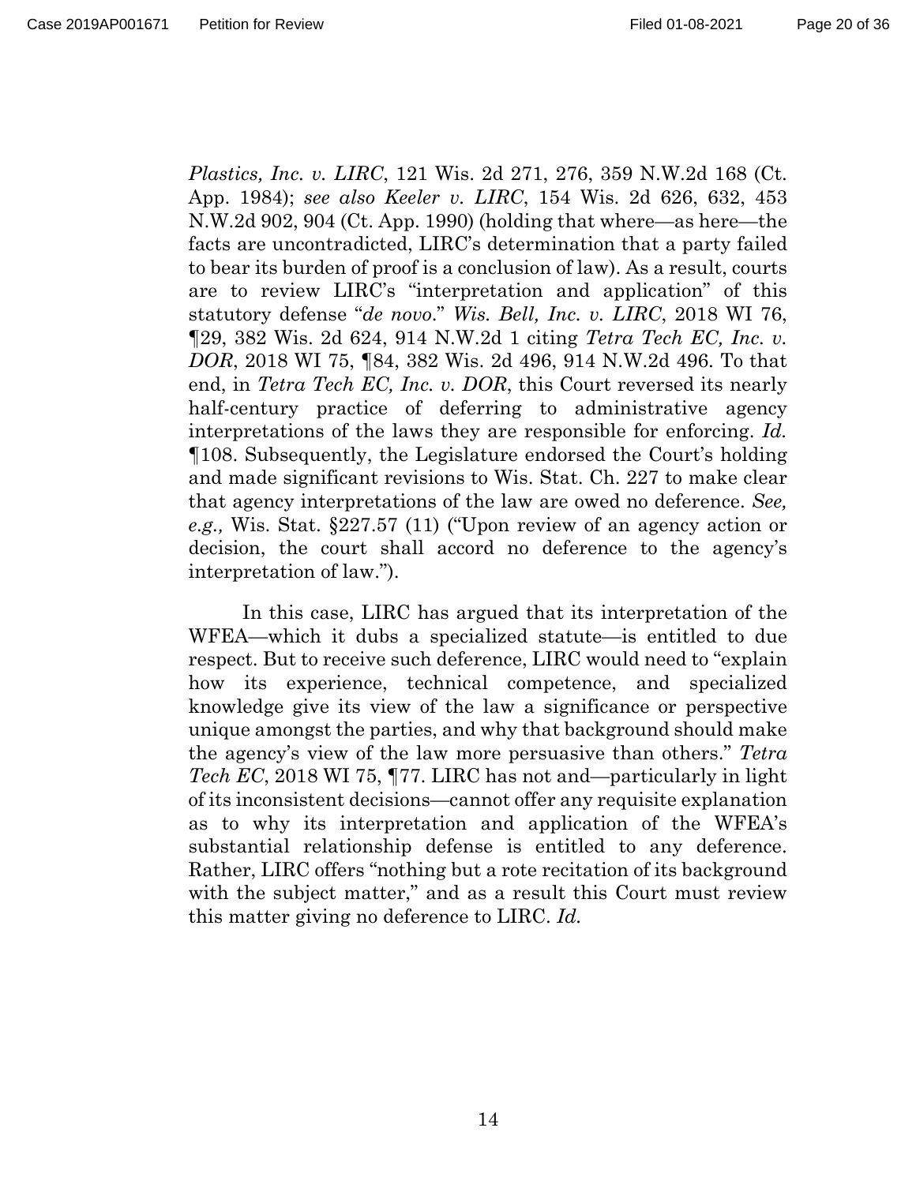*Plastics, Inc. v. LIRC*, 121 Wis. 2d 271, 276, 359 N.W.2d 168 (Ct. App. 1984); *see also Keeler v. LIRC*, 154 Wis. 2d 626, 632, 453 N.W.2d 902, 904 (Ct. App. 1990) (holding that where—as here—the facts are uncontradicted, LIRC's determination that a party failed to bear its burden of proof is a conclusion of law). As a result, courts are to review LIRC's "interpretation and application" of this statutory defense "*de novo*." *Wis. Bell, Inc. v. LIRC*, 2018 WI 76, ¶29, 382 Wis. 2d 624, 914 N.W.2d 1 citing *Tetra Tech EC, Inc. v. DOR*, 2018 WI 75, ¶84, 382 Wis. 2d 496, 914 N.W.2d 496. To that end, in *Tetra Tech EC, Inc. v. DOR*, this Court reversed its nearly half-century practice of deferring to administrative agency interpretations of the laws they are responsible for enforcing. *Id.* ¶108. Subsequently, the Legislature endorsed the Court's holding and made significant revisions to Wis. Stat. Ch. 227 to make clear that agency interpretations of the law are owed no deference. *See, e.g.,* Wis. Stat. §227.57 (11) ("Upon review of an agency action or decision, the court shall accord no deference to the agency's interpretation of law.").

In this case, LIRC has argued that its interpretation of the WFEA—which it dubs a specialized statute—is entitled to due respect. But to receive such deference, LIRC would need to "explain how its experience, technical competence, and specialized knowledge give its view of the law a significance or perspective unique amongst the parties, and why that background should make the agency's view of the law more persuasive than others." *Tetra Tech EC*, 2018 WI 75, ¶77. LIRC has not and—particularly in light of its inconsistent decisions—cannot offer any requisite explanation as to why its interpretation and application of the WFEA's substantial relationship defense is entitled to any deference. Rather, LIRC offers "nothing but a rote recitation of its background with the subject matter," and as a result this Court must review this matter giving no deference to LIRC. *Id.*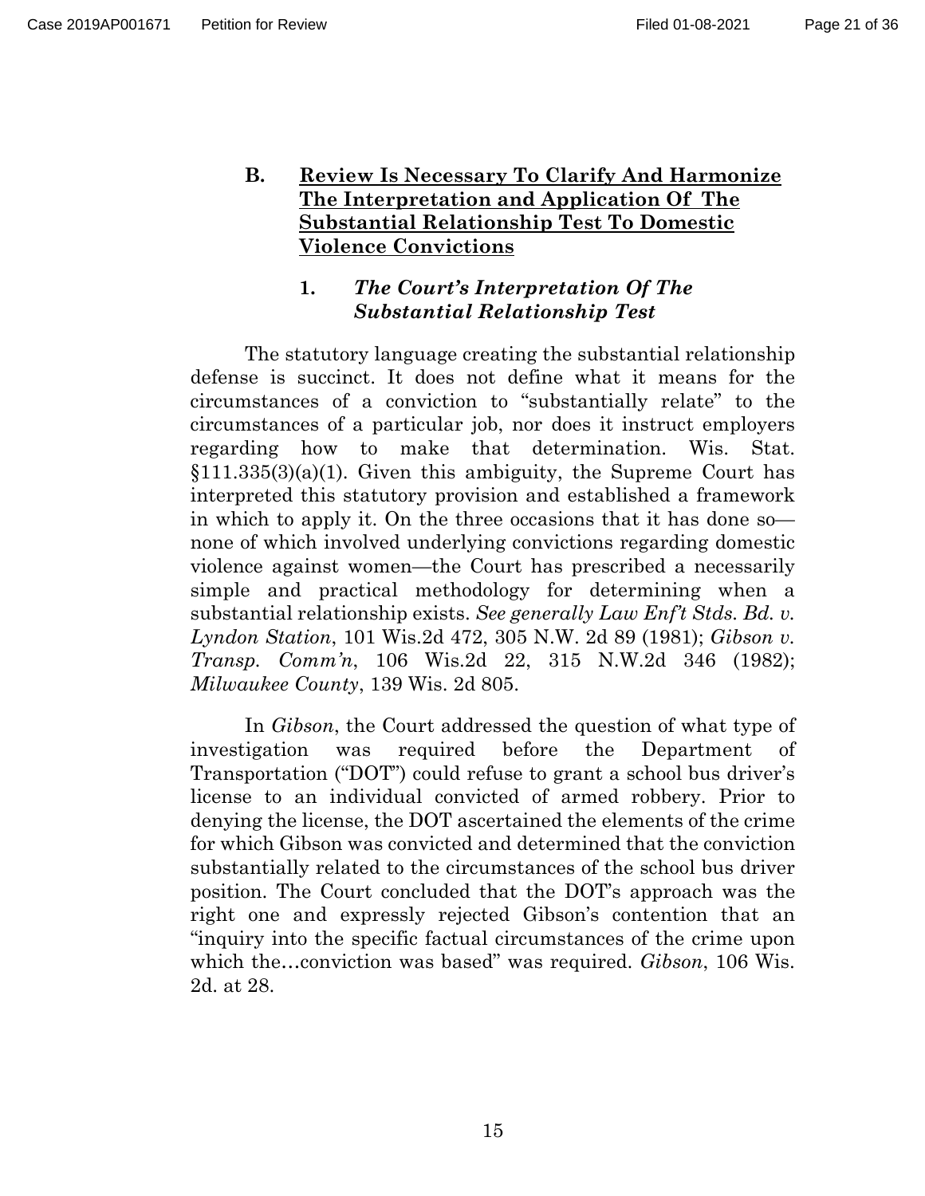### B. <u>Review Is Necessary To Clarify And Harmonize The Interpretation and Application Of The Substantial Relationship Test To Domestic Violence Convictions</u>

#### 1. *The Court's Interpretation Of The Substantial Relationship Test*

The statutory language creating the substantial relationship defense is succinct. It does not define what it means for the circumstances of a conviction to "substantially relate" to the circumstances of a particular job, nor does it instruct employers regarding how to make that determination. Wis. Stat. §111.335(3)(a)(1). Given this ambiguity, the Supreme Court has interpreted this statutory provision and established a framework in which to apply it. On the three occasions that it has done so—none of which involved underlying convictions regarding domestic violence against women—the Court has prescribed a necessarily simple and practical methodology for determining when a substantial relationship exists. *See generally Law Enf't Stds. Bd. v. Lyndon Station*, 101 Wis.2d 472, 305 N.W. 2d 89 (1981); *Gibson v. Transp. Comm'n*, 106 Wis.2d 22, 315 N.W.2d 346 (1982); *Milwaukee County*, 139 Wis. 2d 805.

In *Gibson*, the Court addressed the question of what type of investigation was required before the Department of Transportation ("DOT") could refuse to grant a school bus driver's license to an individual convicted of armed robbery. Prior to denying the license, the DOT ascertained the elements of the crime for which Gibson was convicted and determined that the conviction substantially related to the circumstances of the school bus driver position. The Court concluded that the DOT's approach was the right one and expressly rejected Gibson's contention that an "inquiry into the specific factual circumstances of the crime upon which the…conviction was based" was required. *Gibson*, 106 Wis. 2d. at 28.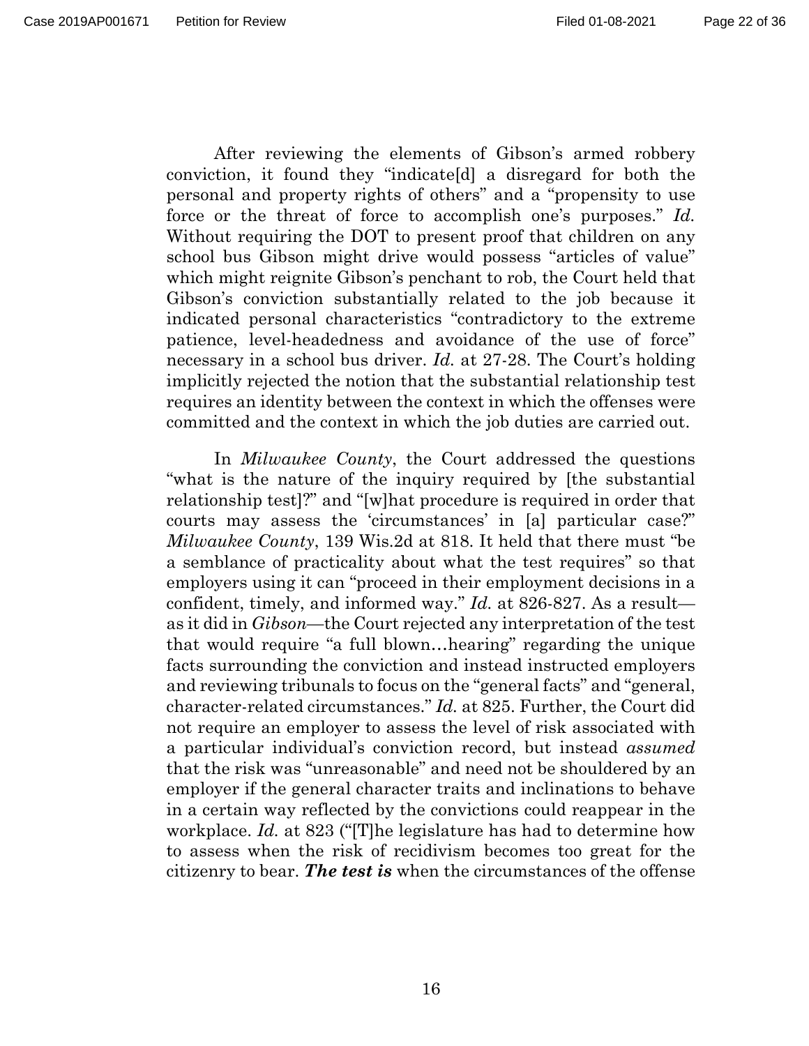After reviewing the elements of Gibson's armed robbery conviction, it found they "indicate[d] a disregard for both the personal and property rights of others" and a "propensity to use force or the threat of force to accomplish one's purposes." *Id.* Without requiring the DOT to present proof that children on any school bus Gibson might drive would possess "articles of value" which might reignite Gibson's penchant to rob, the Court held that Gibson's conviction substantially related to the job because it indicated personal characteristics "contradictory to the extreme patience, level-headedness and avoidance of the use of force" necessary in a school bus driver. *Id.* at 27-28. The Court's holding implicitly rejected the notion that the substantial relationship test requires an identity between the context in which the offenses were committed and the context in which the job duties are carried out.

In *Milwaukee County*, the Court addressed the questions "what is the nature of the inquiry required by [the substantial relationship test]?" and "[w]hat procedure is required in order that courts may assess the 'circumstances' in [a] particular case?" *Milwaukee County*, 139 Wis.2d at 818. It held that there must "be a semblance of practicality about what the test requires" so that employers using it can "proceed in their employment decisions in a confident, timely, and informed way." *Id.* at 826-827. As a result—as it did in *Gibson*—the Court rejected any interpretation of the test that would require "a full blown…hearing" regarding the unique facts surrounding the conviction and instead instructed employers and reviewing tribunals to focus on the "general facts" and "general, character-related circumstances." *Id.* at 825. Further, the Court did not require an employer to assess the level of risk associated with a particular individual's conviction record, but instead *assumed* that the risk was "unreasonable" and need not be shouldered by an employer if the general character traits and inclinations to behave in a certain way reflected by the convictions could reappear in the workplace. *Id.* at 823 ("[T]he legislature has had to determine how to assess when the risk of recidivism becomes too great for the citizenry to bear. ***The test is*** when the circumstances of the offense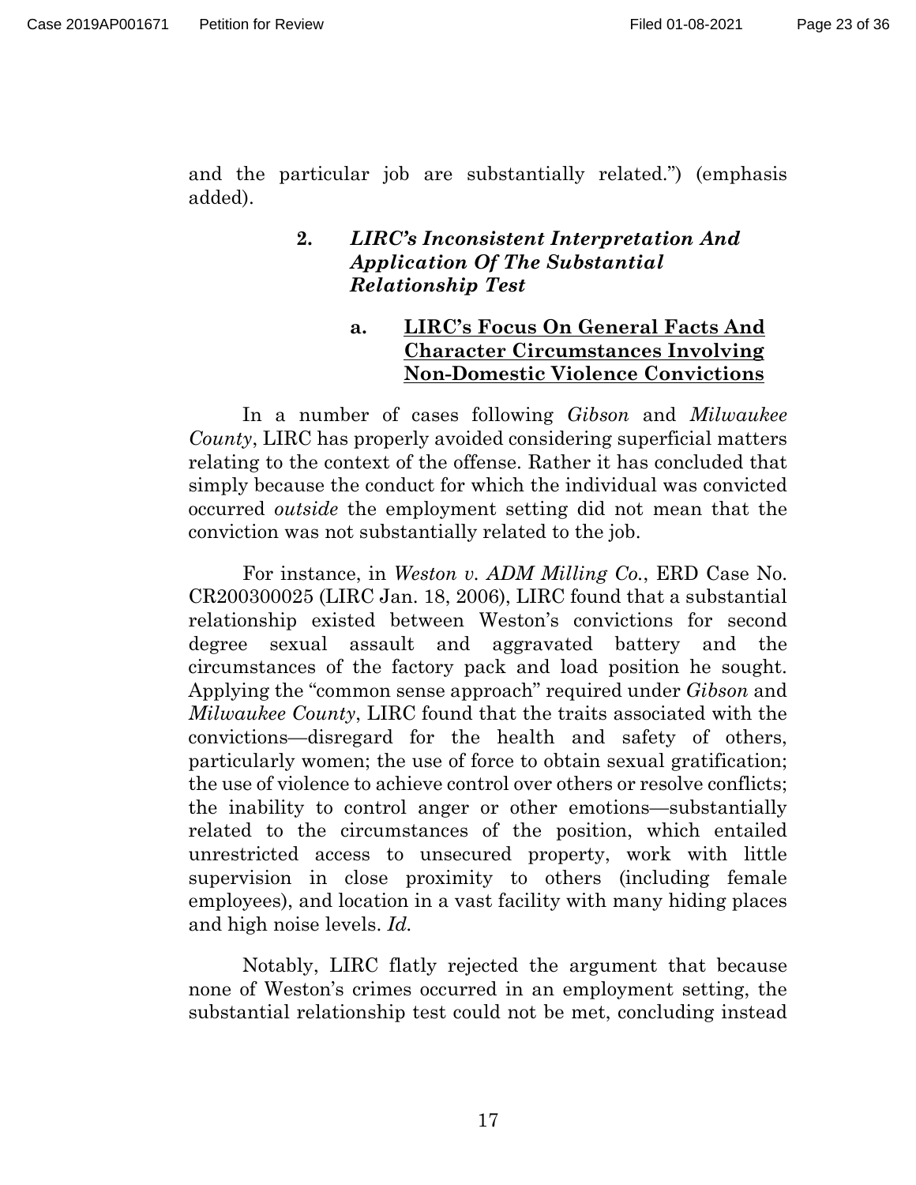and the particular job are substantially related.") (emphasis added).

### 2. *LIRC's Inconsistent Interpretation And Application Of The Substantial Relationship Test*

#### a. <u>LIRC's Focus On General Facts And Character Circumstances Involving Non-Domestic Violence Convictions</u>

In a number of cases following *Gibson* and *Milwaukee County*, LIRC has properly avoided considering superficial matters relating to the context of the offense. Rather it has concluded that simply because the conduct for which the individual was convicted occurred *outside* the employment setting did not mean that the conviction was not substantially related to the job.

For instance, in *Weston v. ADM Milling Co.*, ERD Case No. CR200300025 (LIRC Jan. 18, 2006), LIRC found that a substantial relationship existed between Weston's convictions for second degree sexual assault and aggravated battery and the circumstances of the factory pack and load position he sought. Applying the "common sense approach" required under *Gibson* and *Milwaukee County*, LIRC found that the traits associated with the convictions—disregard for the health and safety of others, particularly women; the use of force to obtain sexual gratification; the use of violence to achieve control over others or resolve conflicts; the inability to control anger or other emotions—substantially related to the circumstances of the position, which entailed unrestricted access to unsecured property, work with little supervision in close proximity to others (including female employees), and location in a vast facility with many hiding places and high noise levels. *Id.*

Notably, LIRC flatly rejected the argument that because none of Weston's crimes occurred in an employment setting, the substantial relationship test could not be met, concluding instead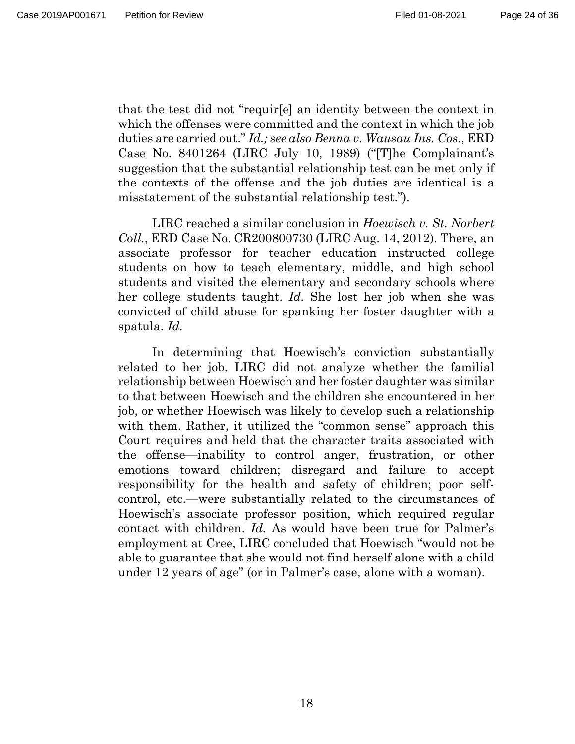that the test did not "requir[e] an identity between the context in which the offenses were committed and the context in which the job duties are carried out." *Id.; see also Benna v. Wausau Ins. Cos.*, ERD Case No. 8401264 (LIRC July 10, 1989) ("[T]he Complainant's suggestion that the substantial relationship test can be met only if the contexts of the offense and the job duties are identical is a misstatement of the substantial relationship test.").

LIRC reached a similar conclusion in *Hoewisch v. St. Norbert Coll.*, ERD Case No. CR200800730 (LIRC Aug. 14, 2012). There, an associate professor for teacher education instructed college students on how to teach elementary, middle, and high school students and visited the elementary and secondary schools where her college students taught. *Id.* She lost her job when she was convicted of child abuse for spanking her foster daughter with a spatula. *Id.*

In determining that Hoewisch's conviction substantially related to her job, LIRC did not analyze whether the familial relationship between Hoewisch and her foster daughter was similar to that between Hoewisch and the children she encountered in her job, or whether Hoewisch was likely to develop such a relationship with them. Rather, it utilized the "common sense" approach this Court requires and held that the character traits associated with the offense—inability to control anger, frustration, or other emotions toward children; disregard and failure to accept responsibility for the health and safety of children; poor self-control, etc.—were substantially related to the circumstances of Hoewisch's associate professor position, which required regular contact with children. *Id.* As would have been true for Palmer's employment at Cree, LIRC concluded that Hoewisch "would not be able to guarantee that she would not find herself alone with a child under 12 years of age" (or in Palmer's case, alone with a woman).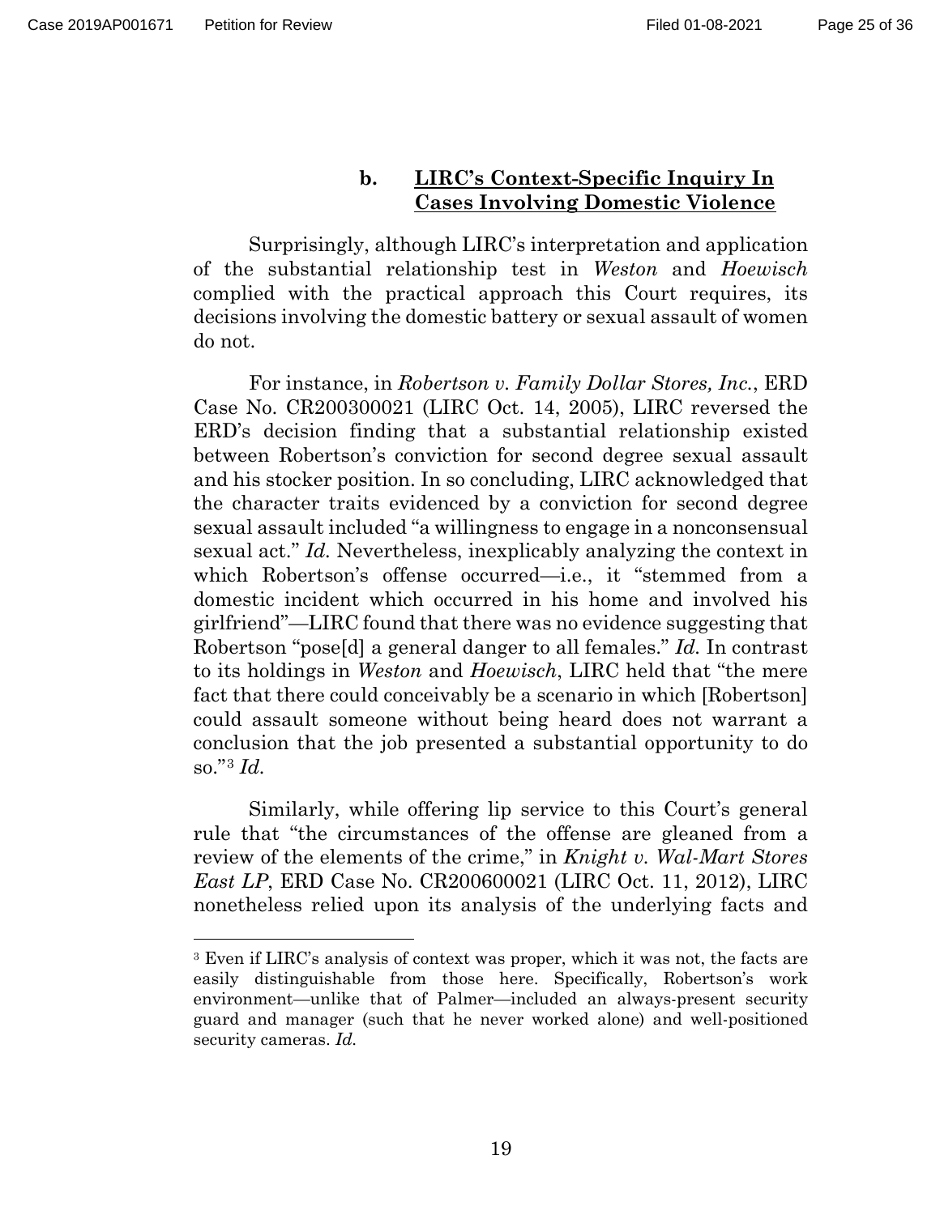#### b. <u>**LIRC's Context-Specific Inquiry In Cases Involving Domestic Violence**</u>

Surprisingly, although LIRC's interpretation and application of the substantial relationship test in *Weston* and *Hoewisch* complied with the practical approach this Court requires, its decisions involving the domestic battery or sexual assault of women do not.

For instance, in *Robertson v. Family Dollar Stores, Inc.*, ERD Case No. CR200300021 (LIRC Oct. 14, 2005), LIRC reversed the ERD's decision finding that a substantial relationship existed between Robertson's conviction for second degree sexual assault and his stocker position. In so concluding, LIRC acknowledged that the character traits evidenced by a conviction for second degree sexual assault included "a willingness to engage in a nonconsensual sexual act." *Id.* Nevertheless, inexplicably analyzing the context in which Robertson's offense occurred—i.e., it "stemmed from a domestic incident which occurred in his home and involved his girlfriend"—LIRC found that there was no evidence suggesting that Robertson "pose[d] a general danger to all females." *Id.* In contrast to its holdings in *Weston* and *Hoewisch*, LIRC held that "the mere fact that there could conceivably be a scenario in which [Robertson] could assault someone without being heard does not warrant a conclusion that the job presented a substantial opportunity to do so."[3] *Id.*

Similarly, while offering lip service to this Court's general rule that "the circumstances of the offense are gleaned from a review of the elements of the crime," in *Knight v. Wal-Mart Stores East LP*, ERD Case No. CR200600021 (LIRC Oct. 11, 2012), LIRC nonetheless relied upon its analysis of the underlying facts and

---

[3] Even if LIRC's analysis of context was proper, which it was not, the facts are easily distinguishable from those here. Specifically, Robertson's work environment—unlike that of Palmer—included an always-present security guard and manager (such that he never worked alone) and well-positioned security cameras. *Id.*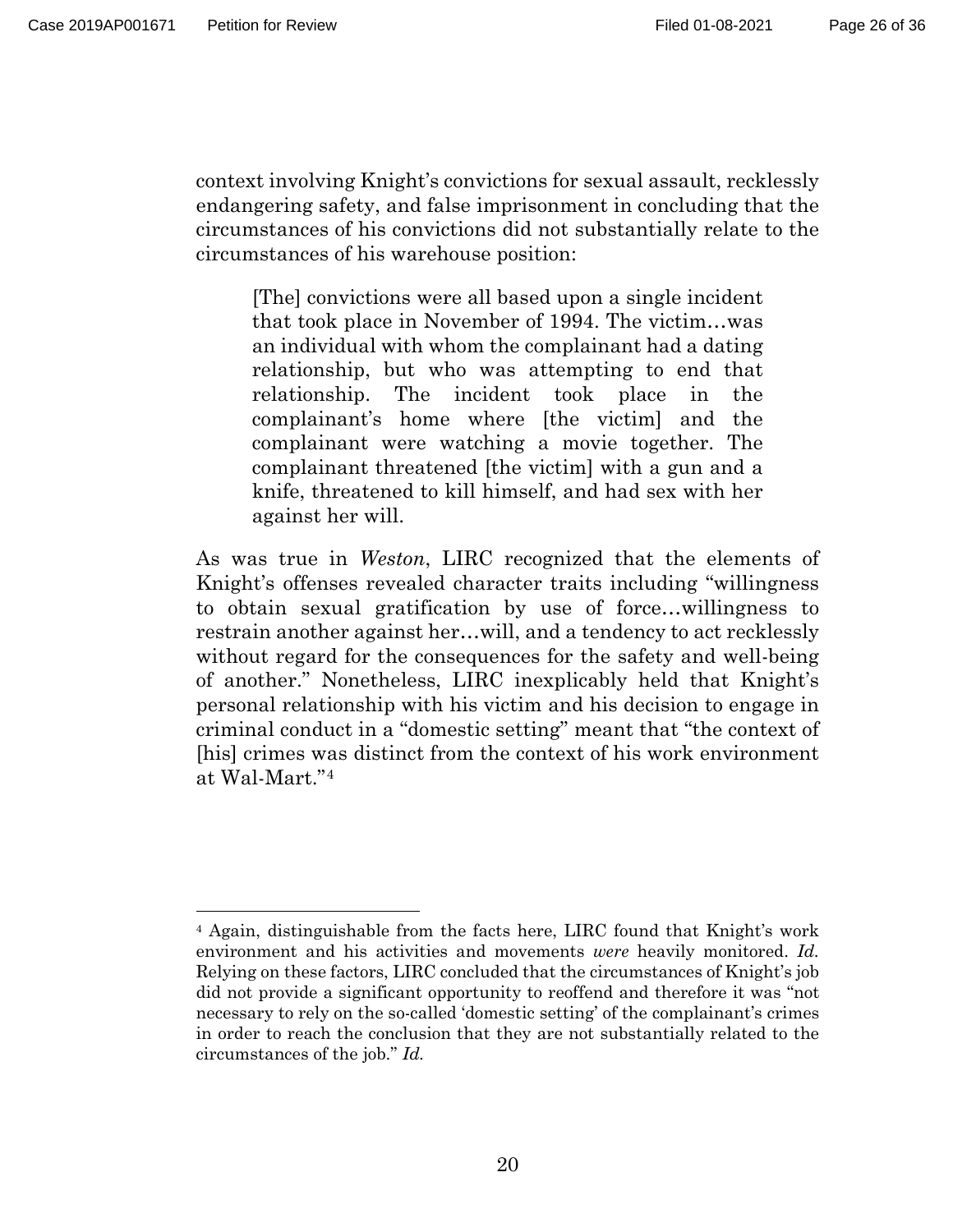context involving Knight's convictions for sexual assault, recklessly endangering safety, and false imprisonment in concluding that the circumstances of his convictions did not substantially relate to the circumstances of his warehouse position:

> [The] convictions were all based upon a single incident that took place in November of 1994. The victim…was an individual with whom the complainant had a dating relationship, but who was attempting to end that relationship. The incident took place in the complainant's home where [the victim] and the complainant were watching a movie together. The complainant threatened [the victim] with a gun and a knife, threatened to kill himself, and had sex with her against her will.

As was true in *Weston*, LIRC recognized that the elements of Knight's offenses revealed character traits including "willingness to obtain sexual gratification by use of force…willingness to restrain another against her…will, and a tendency to act recklessly without regard for the consequences for the safety and well-being of another." Nonetheless, LIRC inexplicably held that Knight's personal relationship with his victim and his decision to engage in criminal conduct in a "domestic setting" meant that "the context of [his] crimes was distinct from the context of his work environment at Wal-Mart."[4]

---

[4] Again, distinguishable from the facts here, LIRC found that Knight's work environment and his activities and movements *were* heavily monitored. *Id.* Relying on these factors, LIRC concluded that the circumstances of Knight's job did not provide a significant opportunity to reoffend and therefore it was "not necessary to rely on the so-called 'domestic setting' of the complainant's crimes in order to reach the conclusion that they are not substantially related to the circumstances of the job." *Id.*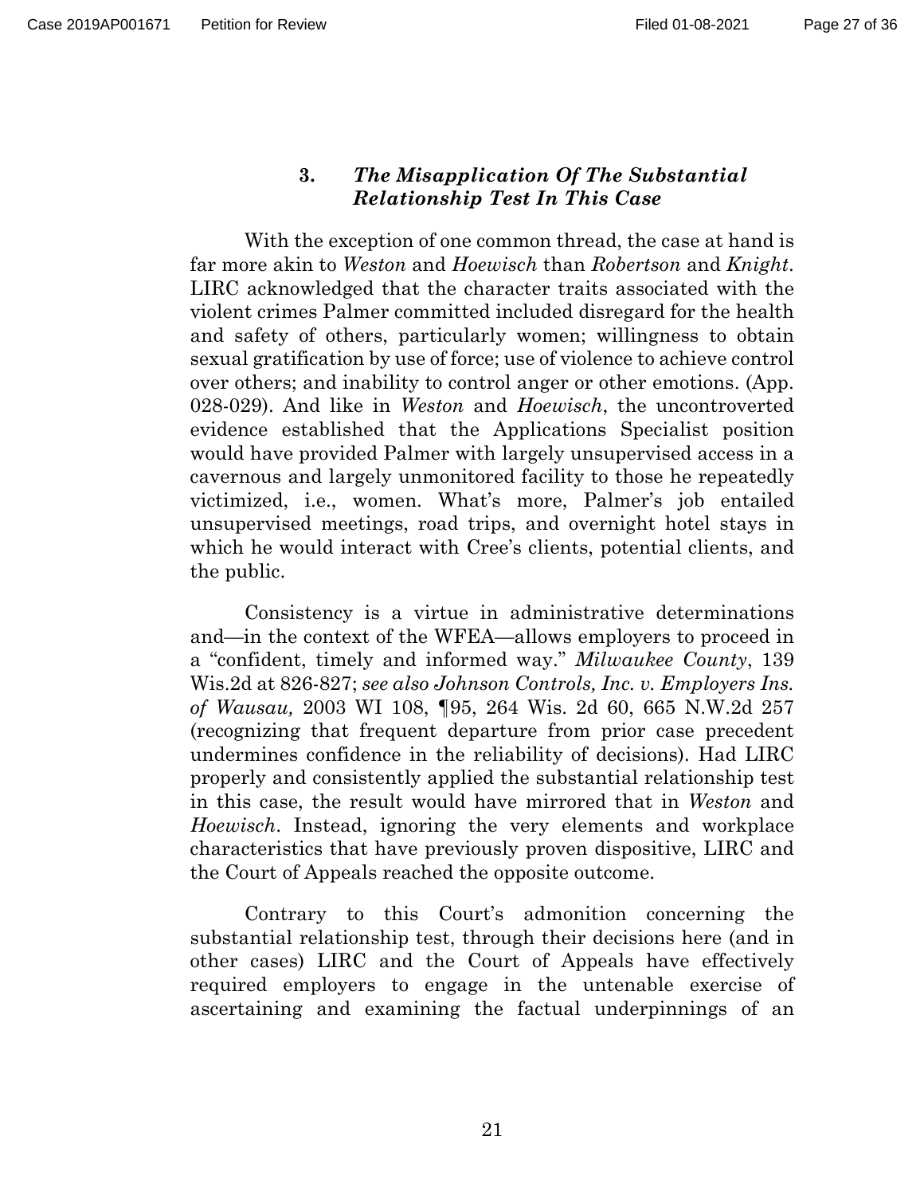### 3. *The Misapplication Of The Substantial Relationship Test In This Case*

With the exception of one common thread, the case at hand is far more akin to *Weston* and *Hoewisch* than *Robertson* and *Knight*. LIRC acknowledged that the character traits associated with the violent crimes Palmer committed included disregard for the health and safety of others, particularly women; willingness to obtain sexual gratification by use of force; use of violence to achieve control over others; and inability to control anger or other emotions. (App. 028-029). And like in *Weston* and *Hoewisch*, the uncontroverted evidence established that the Applications Specialist position would have provided Palmer with largely unsupervised access in a cavernous and largely unmonitored facility to those he repeatedly victimized, i.e., women. What's more, Palmer's job entailed unsupervised meetings, road trips, and overnight hotel stays in which he would interact with Cree's clients, potential clients, and the public.

Consistency is a virtue in administrative determinations and—in the context of the WFEA—allows employers to proceed in a "confident, timely and informed way." *Milwaukee County*, 139 Wis.2d at 826-827; *see also Johnson Controls, Inc. v. Employers Ins. of Wausau,* 2003 WI 108, ¶95, 264 Wis. 2d 60, 665 N.W.2d 257 (recognizing that frequent departure from prior case precedent undermines confidence in the reliability of decisions). Had LIRC properly and consistently applied the substantial relationship test in this case, the result would have mirrored that in *Weston* and *Hoewisch*. Instead, ignoring the very elements and workplace characteristics that have previously proven dispositive, LIRC and the Court of Appeals reached the opposite outcome.

Contrary to this Court's admonition concerning the substantial relationship test, through their decisions here (and in other cases) LIRC and the Court of Appeals have effectively required employers to engage in the untenable exercise of ascertaining and examining the factual underpinnings of an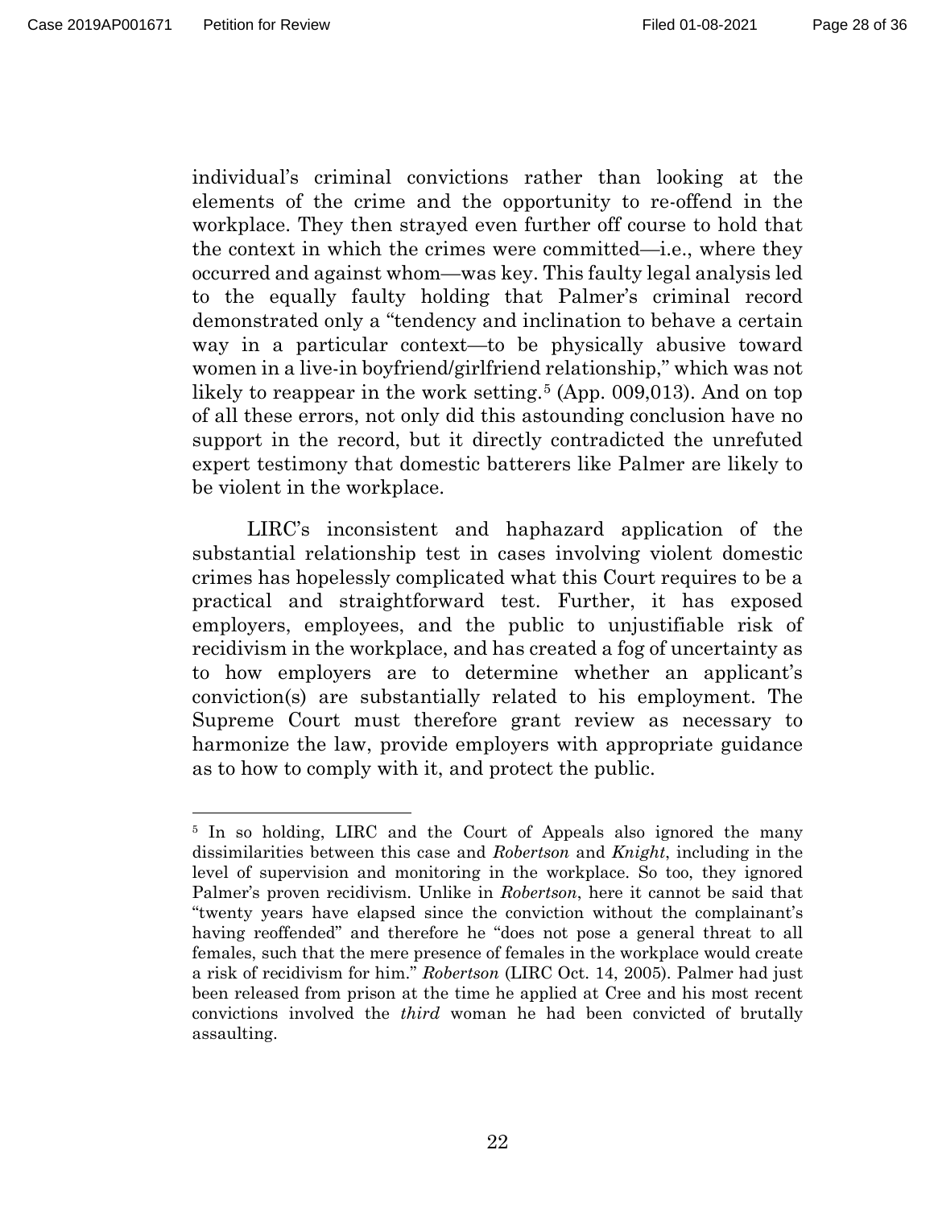individual's criminal convictions rather than looking at the elements of the crime and the opportunity to re-offend in the workplace. They then strayed even further off course to hold that the context in which the crimes were committed—i.e., where they occurred and against whom—was key. This faulty legal analysis led to the equally faulty holding that Palmer's criminal record demonstrated only a "tendency and inclination to behave a certain way in a particular context—to be physically abusive toward women in a live-in boyfriend/girlfriend relationship," which was not likely to reappear in the work setting.[5] (App. 009,013). And on top of all these errors, not only did this astounding conclusion have no support in the record, but it directly contradicted the unrefuted expert testimony that domestic batterers like Palmer are likely to be violent in the workplace.

LIRC's inconsistent and haphazard application of the substantial relationship test in cases involving violent domestic crimes has hopelessly complicated what this Court requires to be a practical and straightforward test. Further, it has exposed employers, employees, and the public to unjustifiable risk of recidivism in the workplace, and has created a fog of uncertainty as to how employers are to determine whether an applicant's conviction(s) are substantially related to his employment. The Supreme Court must therefore grant review as necessary to harmonize the law, provide employers with appropriate guidance as to how to comply with it, and protect the public.

---

[5] In so holding, LIRC and the Court of Appeals also ignored the many dissimilarities between this case and *Robertson* and *Knight*, including in the level of supervision and monitoring in the workplace. So too, they ignored Palmer's proven recidivism. Unlike in *Robertson*, here it cannot be said that "twenty years have elapsed since the conviction without the complainant's having reoffended" and therefore he "does not pose a general threat to all females, such that the mere presence of females in the workplace would create a risk of recidivism for him." *Robertson* (LIRC Oct. 14, 2005). Palmer had just been released from prison at the time he applied at Cree and his most recent convictions involved the *third* woman he had been convicted of brutally assaulting.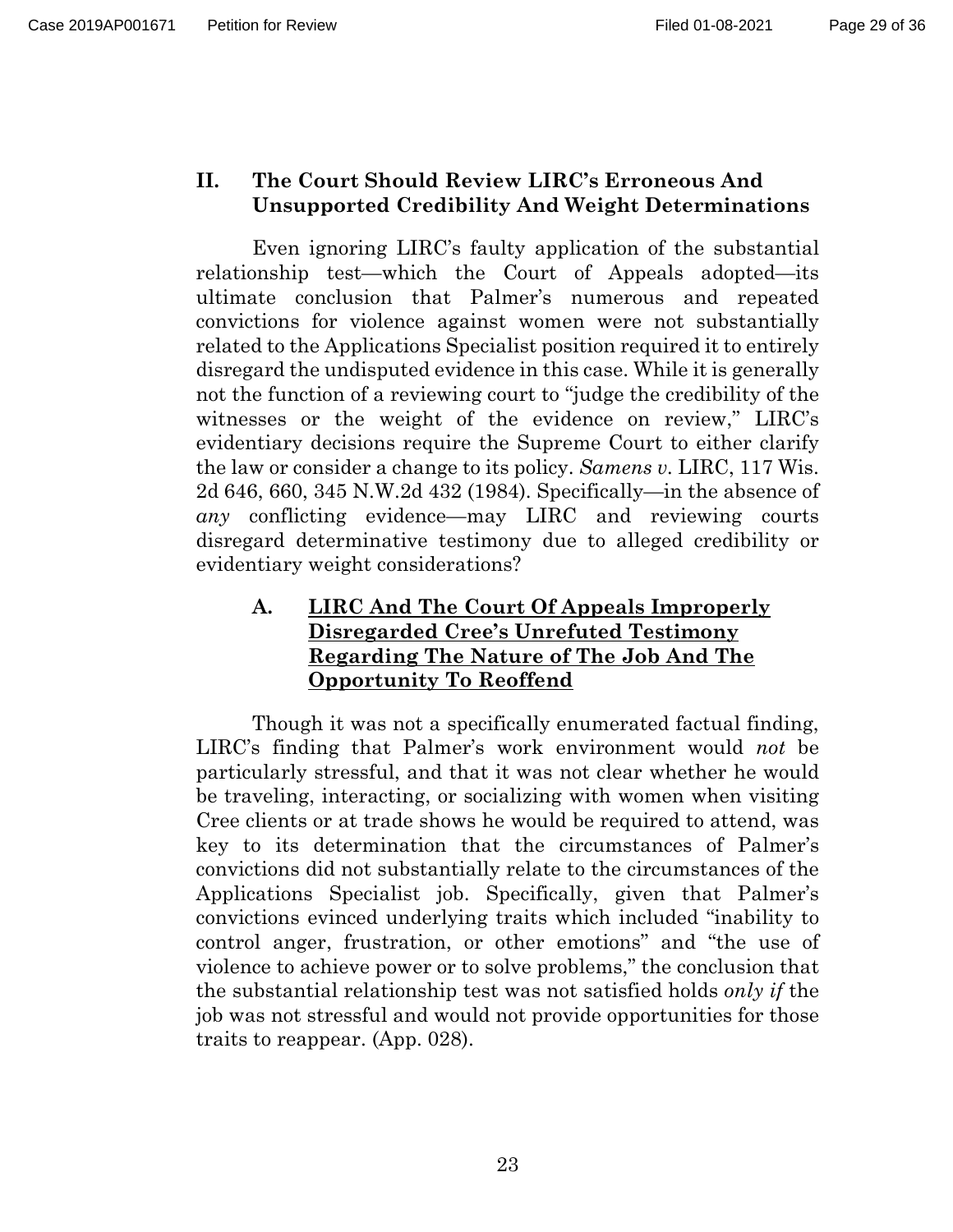## II. The Court Should Review LIRC's Erroneous And Unsupported Credibility And Weight Determinations

Even ignoring LIRC's faulty application of the substantial relationship test—which the Court of Appeals adopted—its ultimate conclusion that Palmer's numerous and repeated convictions for violence against women were not substantially related to the Applications Specialist position required it to entirely disregard the undisputed evidence in this case. While it is generally not the function of a reviewing court to "judge the credibility of the witnesses or the weight of the evidence on review," LIRC's evidentiary decisions require the Supreme Court to either clarify the law or consider a change to its policy. *Samens v.* LIRC, 117 Wis. 2d 646, 660, 345 N.W.2d 432 (1984). Specifically—in the absence of *any* conflicting evidence—may LIRC and reviewing courts disregard determinative testimony due to alleged credibility or evidentiary weight considerations?

### A. LIRC And The Court Of Appeals Improperly Disregarded Cree's Unrefuted Testimony Regarding The Nature of The Job And The Opportunity To Reoffend

Though it was not a specifically enumerated factual finding, LIRC's finding that Palmer's work environment would *not* be particularly stressful, and that it was not clear whether he would be traveling, interacting, or socializing with women when visiting Cree clients or at trade shows he would be required to attend, was key to its determination that the circumstances of Palmer's convictions did not substantially relate to the circumstances of the Applications Specialist job. Specifically, given that Palmer's convictions evinced underlying traits which included "inability to control anger, frustration, or other emotions" and "the use of violence to achieve power or to solve problems," the conclusion that the substantial relationship test was not satisfied holds *only if* the job was not stressful and would not provide opportunities for those traits to reappear. (App. 028).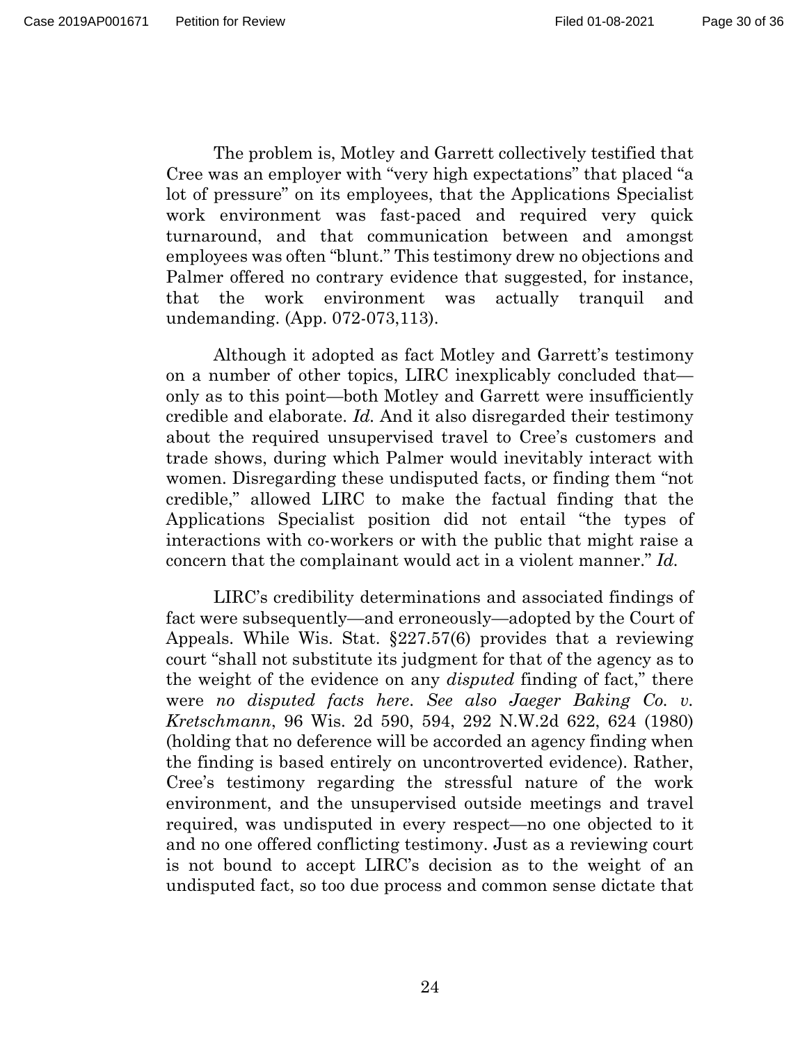The problem is, Motley and Garrett collectively testified that Cree was an employer with "very high expectations" that placed "a lot of pressure" on its employees, that the Applications Specialist work environment was fast-paced and required very quick turnaround, and that communication between and amongst employees was often "blunt." This testimony drew no objections and Palmer offered no contrary evidence that suggested, for instance, that the work environment was actually tranquil and undemanding. (App. 072-073,113).

Although it adopted as fact Motley and Garrett's testimony on a number of other topics, LIRC inexplicably concluded that—only as to this point—both Motley and Garrett were insufficiently credible and elaborate. *Id.* And it also disregarded their testimony about the required unsupervised travel to Cree's customers and trade shows, during which Palmer would inevitably interact with women. Disregarding these undisputed facts, or finding them "not credible," allowed LIRC to make the factual finding that the Applications Specialist position did not entail "the types of interactions with co-workers or with the public that might raise a concern that the complainant would act in a violent manner." *Id.*

LIRC's credibility determinations and associated findings of fact were subsequently—and erroneously—adopted by the Court of Appeals. While Wis. Stat. §227.57(6) provides that a reviewing court "shall not substitute its judgment for that of the agency as to the weight of the evidence on any *disputed* finding of fact," there were *no disputed facts here*. *See also Jaeger Baking Co. v. Kretschmann*, 96 Wis. 2d 590, 594, 292 N.W.2d 622, 624 (1980) (holding that no deference will be accorded an agency finding when the finding is based entirely on uncontroverted evidence). Rather, Cree's testimony regarding the stressful nature of the work environment, and the unsupervised outside meetings and travel required, was undisputed in every respect—no one objected to it and no one offered conflicting testimony. Just as a reviewing court is not bound to accept LIRC's decision as to the weight of an undisputed fact, so too due process and common sense dictate that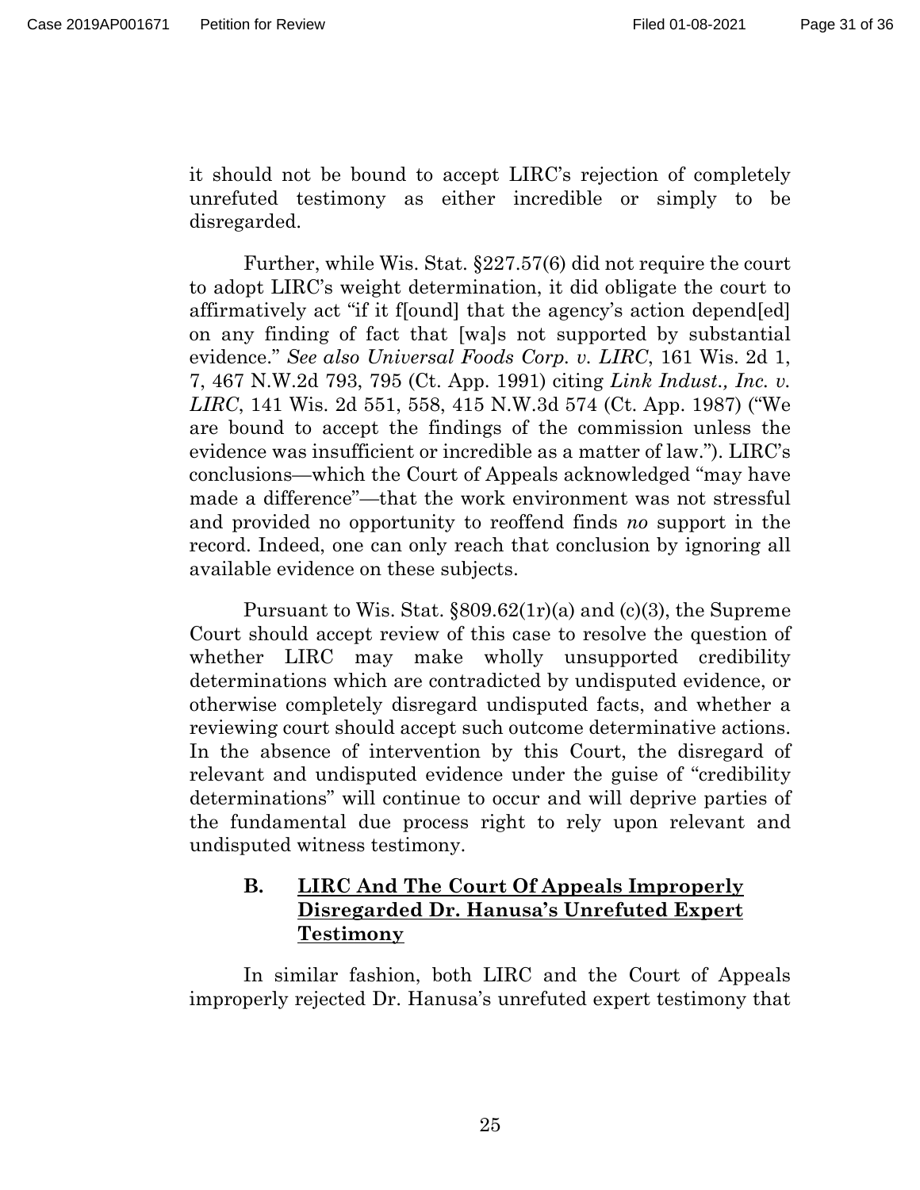it should not be bound to accept LIRC's rejection of completely unrefuted testimony as either incredible or simply to be disregarded.

Further, while Wis. Stat. §227.57(6) did not require the court to adopt LIRC's weight determination, it did obligate the court to affirmatively act "if it f[ound] that the agency's action depend[ed] on any finding of fact that [wa]s not supported by substantial evidence." *See also Universal Foods Corp. v. LIRC*, 161 Wis. 2d 1, 7, 467 N.W.2d 793, 795 (Ct. App. 1991) citing *Link Indust., Inc. v. LIRC*, 141 Wis. 2d 551, 558, 415 N.W.3d 574 (Ct. App. 1987) ("We are bound to accept the findings of the commission unless the evidence was insufficient or incredible as a matter of law."). LIRC's conclusions—which the Court of Appeals acknowledged "may have made a difference"—that the work environment was not stressful and provided no opportunity to reoffend finds *no* support in the record. Indeed, one can only reach that conclusion by ignoring all available evidence on these subjects.

Pursuant to Wis. Stat. §809.62(1r)(a) and (c)(3), the Supreme Court should accept review of this case to resolve the question of whether LIRC may make wholly unsupported credibility determinations which are contradicted by undisputed evidence, or otherwise completely disregard undisputed facts, and whether a reviewing court should accept such outcome determinative actions. In the absence of intervention by this Court, the disregard of relevant and undisputed evidence under the guise of "credibility determinations" will continue to occur and will deprive parties of the fundamental due process right to rely upon relevant and undisputed witness testimony.

### B. LIRC And The Court Of Appeals Improperly Disregarded Dr. Hanusa's Unrefuted Expert Testimony

In similar fashion, both LIRC and the Court of Appeals improperly rejected Dr. Hanusa's unrefuted expert testimony that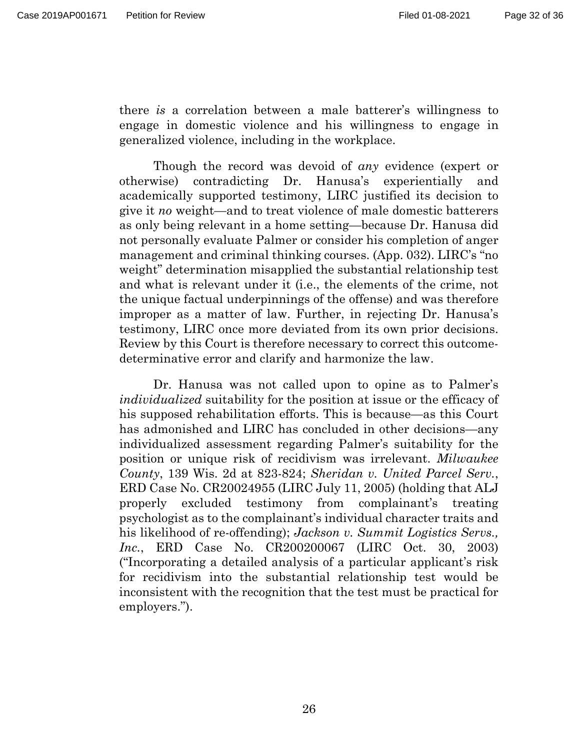there *is* a correlation between a male batterer's willingness to engage in domestic violence and his willingness to engage in generalized violence, including in the workplace.

Though the record was devoid of *any* evidence (expert or otherwise) contradicting Dr. Hanusa's experientially and academically supported testimony, LIRC justified its decision to give it *no* weight—and to treat violence of male domestic batterers as only being relevant in a home setting—because Dr. Hanusa did not personally evaluate Palmer or consider his completion of anger management and criminal thinking courses. (App. 032). LIRC's "no weight" determination misapplied the substantial relationship test and what is relevant under it (i.e., the elements of the crime, not the unique factual underpinnings of the offense) and was therefore improper as a matter of law. Further, in rejecting Dr. Hanusa's testimony, LIRC once more deviated from its own prior decisions. Review by this Court is therefore necessary to correct this outcome-determinative error and clarify and harmonize the law.

Dr. Hanusa was not called upon to opine as to Palmer's *individualized* suitability for the position at issue or the efficacy of his supposed rehabilitation efforts. This is because—as this Court has admonished and LIRC has concluded in other decisions—any individualized assessment regarding Palmer's suitability for the position or unique risk of recidivism was irrelevant. *Milwaukee County*, 139 Wis. 2d at 823-824; *Sheridan v. United Parcel Serv.*, ERD Case No. CR20024955 (LIRC July 11, 2005) (holding that ALJ properly excluded testimony from complainant's treating psychologist as to the complainant's individual character traits and his likelihood of re-offending); *Jackson v. Summit Logistics Servs., Inc.*, ERD Case No. CR200200067 (LIRC Oct. 30, 2003) ("Incorporating a detailed analysis of a particular applicant's risk for recidivism into the substantial relationship test would be inconsistent with the recognition that the test must be practical for employers.").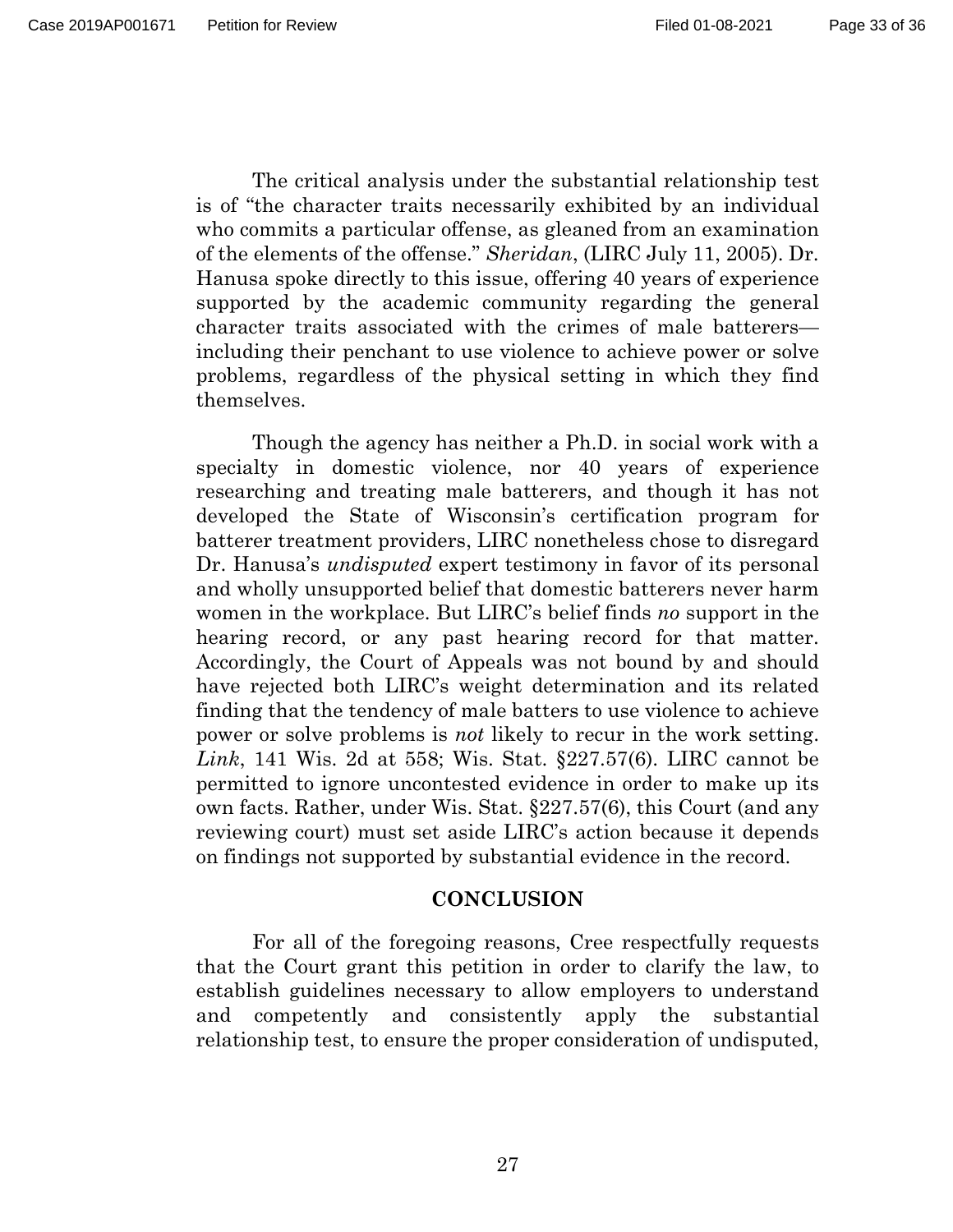The critical analysis under the substantial relationship test is of "the character traits necessarily exhibited by an individual who commits a particular offense, as gleaned from an examination of the elements of the offense." *Sheridan*, (LIRC July 11, 2005). Dr. Hanusa spoke directly to this issue, offering 40 years of experience supported by the academic community regarding the general character traits associated with the crimes of male batterers—including their penchant to use violence to achieve power or solve problems, regardless of the physical setting in which they find themselves.

Though the agency has neither a Ph.D. in social work with a specialty in domestic violence, nor 40 years of experience researching and treating male batterers, and though it has not developed the State of Wisconsin's certification program for batterer treatment providers, LIRC nonetheless chose to disregard Dr. Hanusa's *undisputed* expert testimony in favor of its personal and wholly unsupported belief that domestic batterers never harm women in the workplace. But LIRC's belief finds *no* support in the hearing record, or any past hearing record for that matter. Accordingly, the Court of Appeals was not bound by and should have rejected both LIRC's weight determination and its related finding that the tendency of male batters to use violence to achieve power or solve problems is *not* likely to recur in the work setting. *Link*, 141 Wis. 2d at 558; Wis. Stat. §227.57(6). LIRC cannot be permitted to ignore uncontested evidence in order to make up its own facts. Rather, under Wis. Stat. §227.57(6), this Court (and any reviewing court) must set aside LIRC's action because it depends on findings not supported by substantial evidence in the record.

## CONCLUSION

For all of the foregoing reasons, Cree respectfully requests that the Court grant this petition in order to clarify the law, to establish guidelines necessary to allow employers to understand and competently and consistently apply the substantial relationship test, to ensure the proper consideration of undisputed,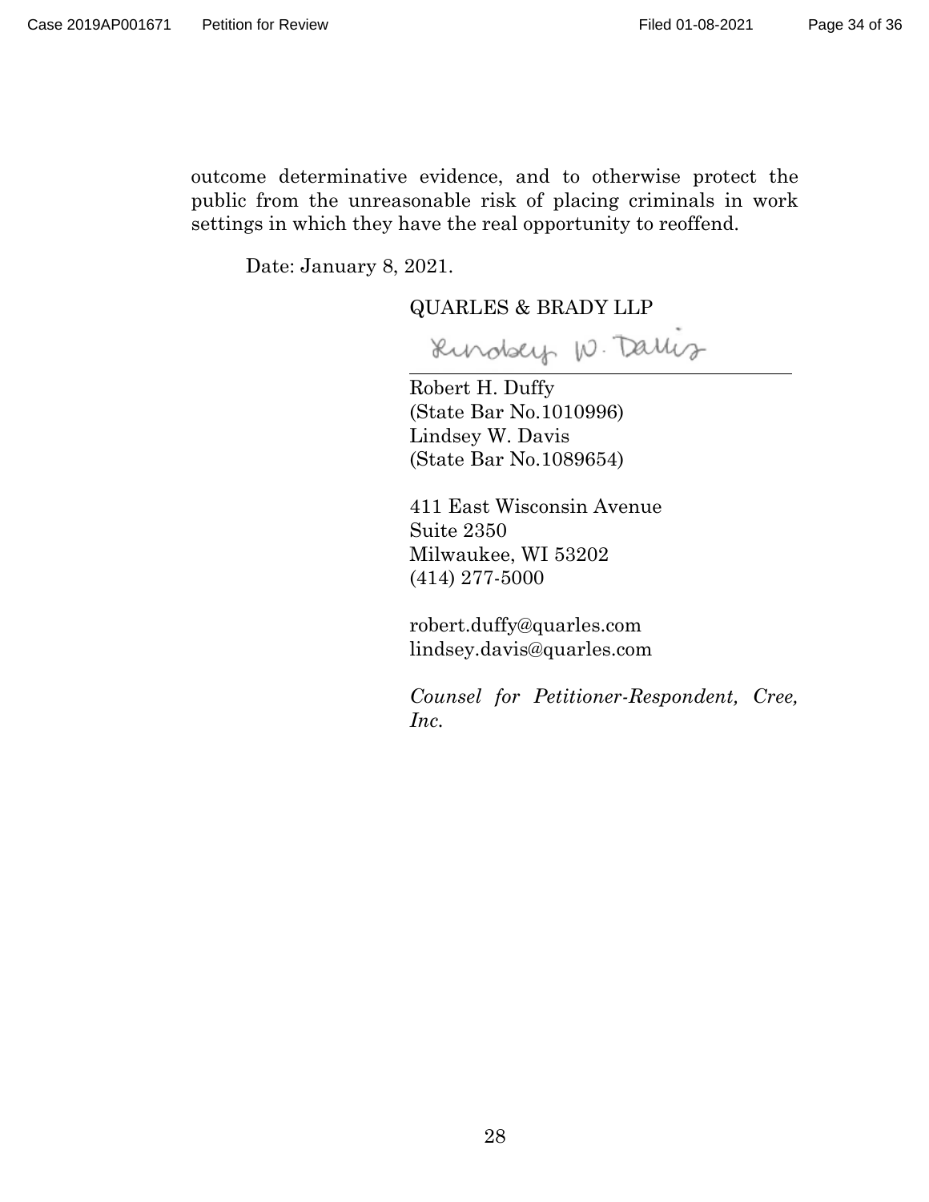outcome determinative evidence, and to otherwise protect the public from the unreasonable risk of placing criminals in work settings in which they have the real opportunity to reoffend.

Date: January 8, 2021.

QUARLES & BRADY LLP

Lindsey W. Davis

Robert H. Duffy
(State Bar No.1010996)
Lindsey W. Davis
(State Bar No.1089654)

411 East Wisconsin Avenue
Suite 2350
Milwaukee, WI 53202
(414) 277-5000

robert.duffy@quarles.com
lindsey.davis@quarles.com

*Counsel for Petitioner-Respondent, Cree, Inc.*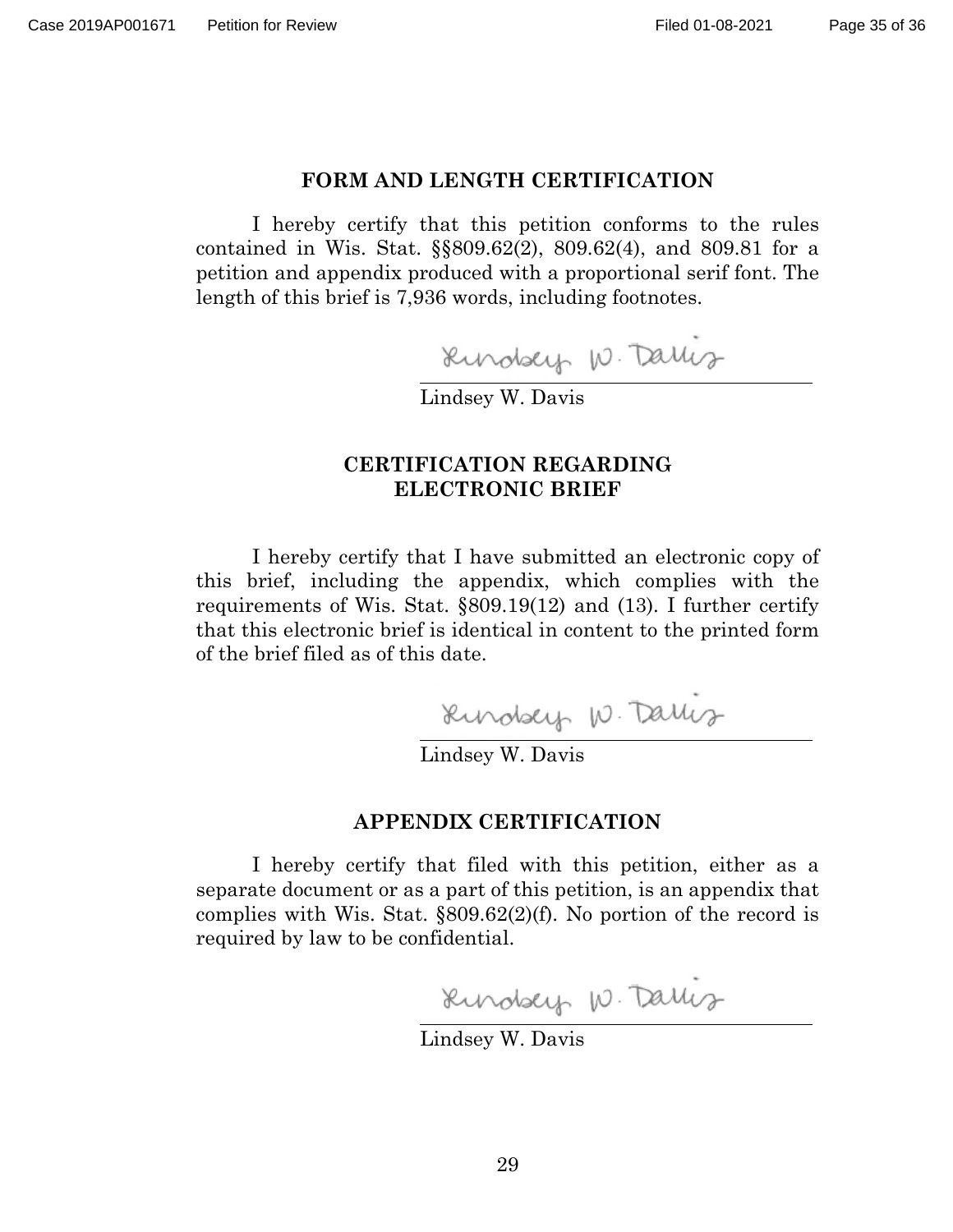## FORM AND LENGTH CERTIFICATION

I hereby certify that this petition conforms to the rules contained in Wis. Stat. §§809.62(2), 809.62(4), and 809.81 for a petition and appendix produced with a proportional serif font. The length of this brief is 7,936 words, including footnotes.

Lindsey W. Davis

## CERTIFICATION REGARDING ELECTRONIC BRIEF

I hereby certify that I have submitted an electronic copy of this brief, including the appendix, which complies with the requirements of Wis. Stat. §809.19(12) and (13). I further certify that this electronic brief is identical in content to the printed form of the brief filed as of this date.

Lindsey W. Davis

## APPENDIX CERTIFICATION

I hereby certify that filed with this petition, either as a separate document or as a part of this petition, is an appendix that complies with Wis. Stat. §809.62(2)(f). No portion of the record is required by law to be confidential.

Lindsey W. Davis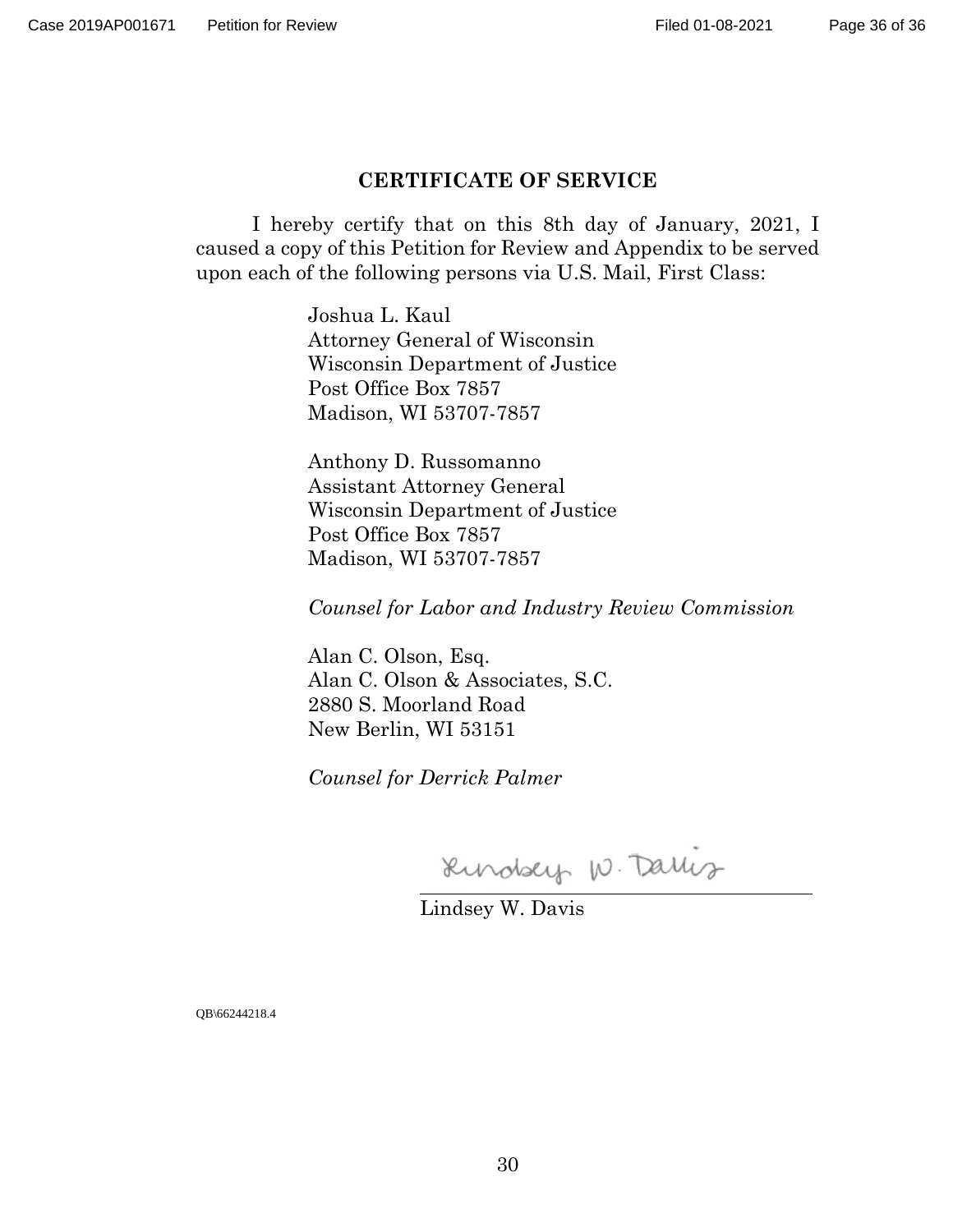## CERTIFICATE OF SERVICE

I hereby certify that on this 8th day of January, 2021, I caused a copy of this Petition for Review and Appendix to be served upon each of the following persons via U.S. Mail, First Class:

Joshua L. Kaul
Attorney General of Wisconsin
Wisconsin Department of Justice
Post Office Box 7857
Madison, WI 53707-7857

Anthony D. Russomanno
Assistant Attorney General
Wisconsin Department of Justice
Post Office Box 7857
Madison, WI 53707-7857

*Counsel for Labor and Industry Review Commission*

Alan C. Olson, Esq.
Alan C. Olson & Associates, S.C.
2880 S. Moorland Road
New Berlin, WI 53151

*Counsel for Derrick Palmer*

Lindsey W. Davis

Lindsey W. Davis

QB\66244218.4